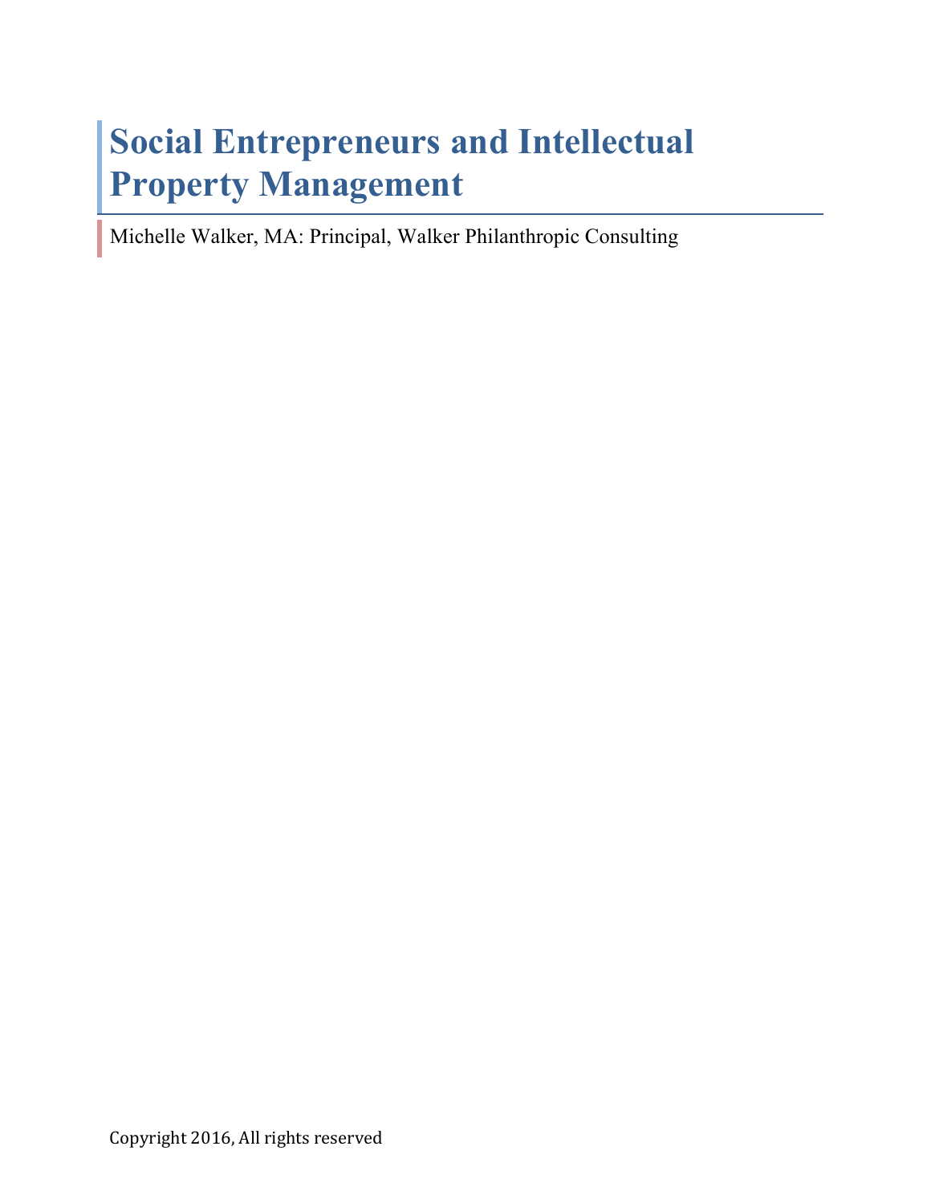# Social Entrepreneurs and Intellectual Property Management

Michelle Walker, MA: Principal, Walker Philanthropic Consulting

Copyright 2016, All rights reserved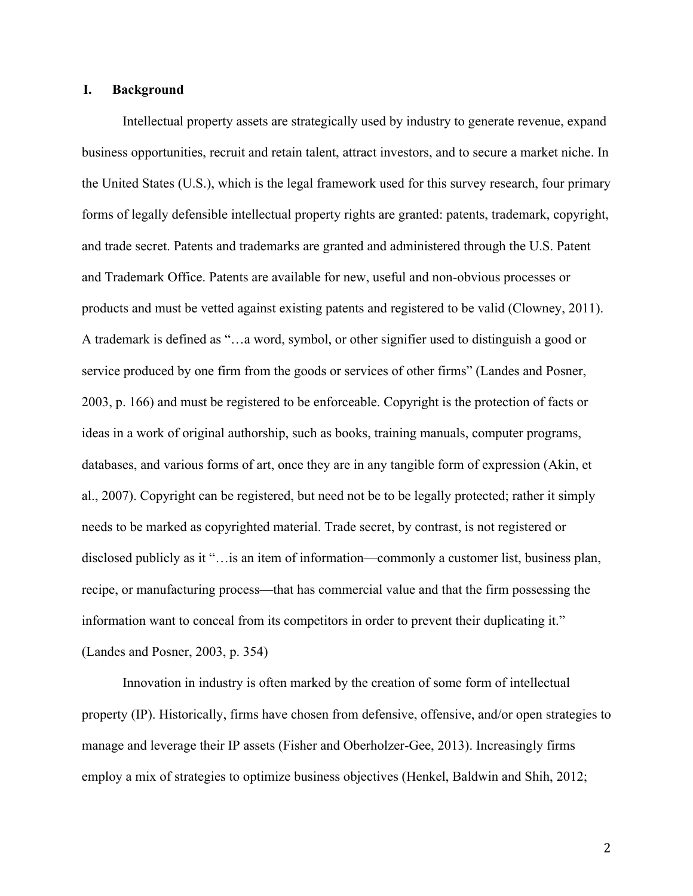## I. Background

Intellectual property assets are strategically used by industry to generate revenue, expand business opportunities, recruit and retain talent, attract investors, and to secure a market niche. In the United States (U.S.), which is the legal framework used for this survey research, four primary forms of legally defensible intellectual property rights are granted: patents, trademark, copyright, and trade secret. Patents and trademarks are granted and administered through the U.S. Patent and Trademark Office. Patents are available for new, useful and non-obvious processes or products and must be vetted against existing patents and registered to be valid (Clowney, 2011). A trademark is defined as "…a word, symbol, or other signifier used to distinguish a good or service produced by one firm from the goods or services of other firms" (Landes and Posner, 2003, p. 166) and must be registered to be enforceable. Copyright is the protection of facts or ideas in a work of original authorship, such as books, training manuals, computer programs, databases, and various forms of art, once they are in any tangible form of expression (Akin, et al., 2007). Copyright can be registered, but need not be to be legally protected; rather it simply needs to be marked as copyrighted material. Trade secret, by contrast, is not registered or disclosed publicly as it "…is an item of information—commonly a customer list, business plan, recipe, or manufacturing process—that has commercial value and that the firm possessing the information want to conceal from its competitors in order to prevent their duplicating it." (Landes and Posner, 2003, p. 354)

Innovation in industry is often marked by the creation of some form of intellectual property (IP). Historically, firms have chosen from defensive, offensive, and/or open strategies to manage and leverage their IP assets (Fisher and Oberholzer-Gee, 2013). Increasingly firms employ a mix of strategies to optimize business objectives (Henkel, Baldwin and Shih, 2012;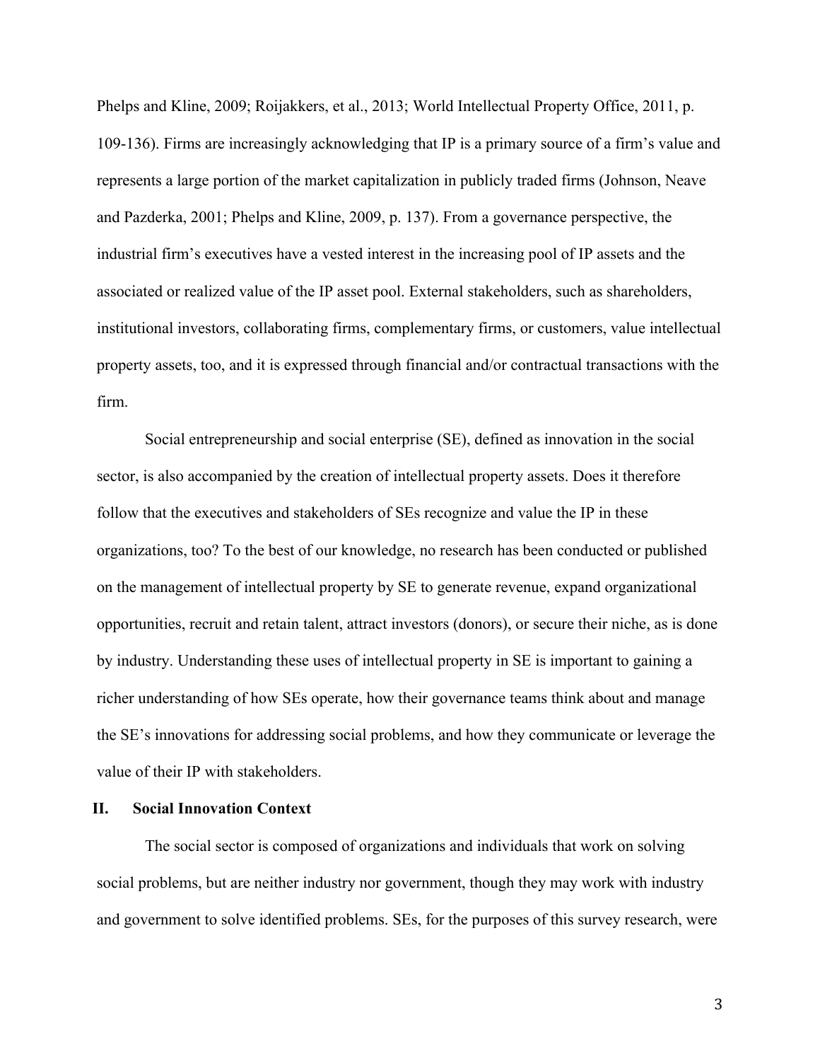Phelps and Kline, 2009; Roijakkers, et al., 2013; World Intellectual Property Office, 2011, p. 109-136). Firms are increasingly acknowledging that IP is a primary source of a firm's value and represents a large portion of the market capitalization in publicly traded firms (Johnson, Neave and Pazderka, 2001; Phelps and Kline, 2009, p. 137). From a governance perspective, the industrial firm's executives have a vested interest in the increasing pool of IP assets and the associated or realized value of the IP asset pool. External stakeholders, such as shareholders, institutional investors, collaborating firms, complementary firms, or customers, value intellectual property assets, too, and it is expressed through financial and/or contractual transactions with the firm.

Social entrepreneurship and social enterprise (SE), defined as innovation in the social sector, is also accompanied by the creation of intellectual property assets. Does it therefore follow that the executives and stakeholders of SEs recognize and value the IP in these organizations, too? To the best of our knowledge, no research has been conducted or published on the management of intellectual property by SE to generate revenue, expand organizational opportunities, recruit and retain talent, attract investors (donors), or secure their niche, as is done by industry. Understanding these uses of intellectual property in SE is important to gaining a richer understanding of how SEs operate, how their governance teams think about and manage the SE's innovations for addressing social problems, and how they communicate or leverage the value of their IP with stakeholders.

## II. Social Innovation Context

The social sector is composed of organizations and individuals that work on solving social problems, but are neither industry nor government, though they may work with industry and government to solve identified problems. SEs, for the purposes of this survey research, were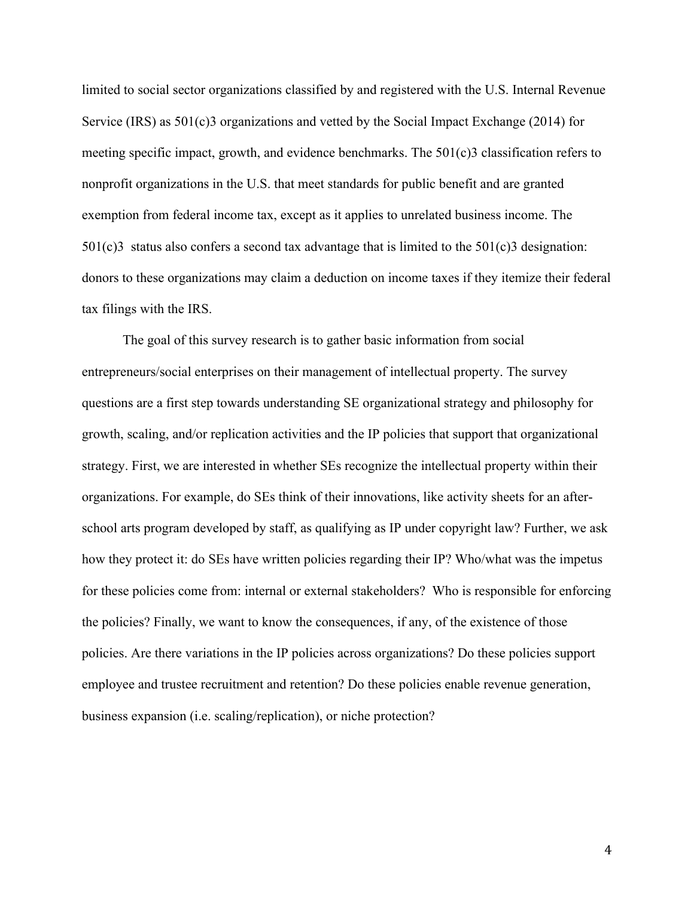limited to social sector organizations classified by and registered with the U.S. Internal Revenue Service (IRS) as 501(c)3 organizations and vetted by the Social Impact Exchange (2014) for meeting specific impact, growth, and evidence benchmarks. The 501(c)3 classification refers to nonprofit organizations in the U.S. that meet standards for public benefit and are granted exemption from federal income tax, except as it applies to unrelated business income. The 501(c)3  status also confers a second tax advantage that is limited to the 501(c)3 designation: donors to these organizations may claim a deduction on income taxes if they itemize their federal tax filings with the IRS.

The goal of this survey research is to gather basic information from social entrepreneurs/social enterprises on their management of intellectual property. The survey questions are a first step towards understanding SE organizational strategy and philosophy for growth, scaling, and/or replication activities and the IP policies that support that organizational strategy. First, we are interested in whether SEs recognize the intellectual property within their organizations. For example, do SEs think of their innovations, like activity sheets for an after-school arts program developed by staff, as qualifying as IP under copyright law? Further, we ask how they protect it: do SEs have written policies regarding their IP? Who/what was the impetus for these policies come from: internal or external stakeholders?  Who is responsible for enforcing the policies? Finally, we want to know the consequences, if any, of the existence of those policies. Are there variations in the IP policies across organizations? Do these policies support employee and trustee recruitment and retention? Do these policies enable revenue generation, business expansion (i.e. scaling/replication), or niche protection?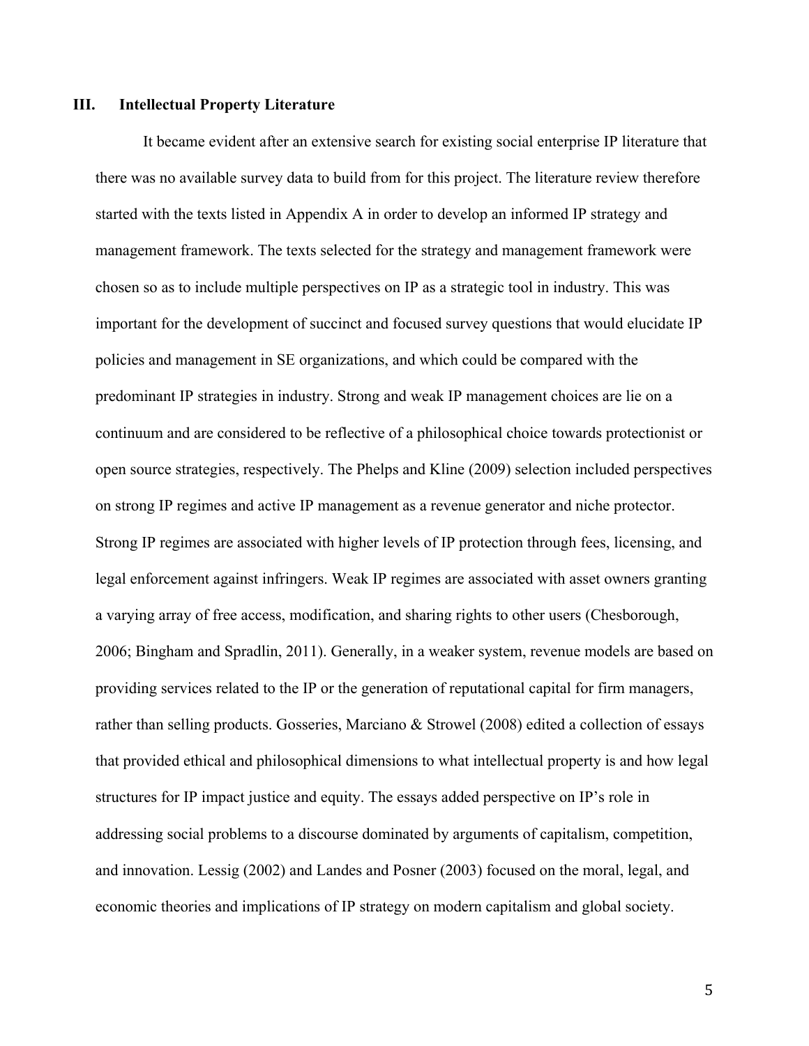## III. Intellectual Property Literature

It became evident after an extensive search for existing social enterprise IP literature that there was no available survey data to build from for this project. The literature review therefore started with the texts listed in Appendix A in order to develop an informed IP strategy and management framework. The texts selected for the strategy and management framework were chosen so as to include multiple perspectives on IP as a strategic tool in industry. This was important for the development of succinct and focused survey questions that would elucidate IP policies and management in SE organizations, and which could be compared with the predominant IP strategies in industry. Strong and weak IP management choices are lie on a continuum and are considered to be reflective of a philosophical choice towards protectionist or open source strategies, respectively. The Phelps and Kline (2009) selection included perspectives on strong IP regimes and active IP management as a revenue generator and niche protector. Strong IP regimes are associated with higher levels of IP protection through fees, licensing, and legal enforcement against infringers. Weak IP regimes are associated with asset owners granting a varying array of free access, modification, and sharing rights to other users (Chesborough, 2006; Bingham and Spradlin, 2011). Generally, in a weaker system, revenue models are based on providing services related to the IP or the generation of reputational capital for firm managers, rather than selling products. Gosseries, Marciano & Strowel (2008) edited a collection of essays that provided ethical and philosophical dimensions to what intellectual property is and how legal structures for IP impact justice and equity. The essays added perspective on IP's role in addressing social problems to a discourse dominated by arguments of capitalism, competition, and innovation. Lessig (2002) and Landes and Posner (2003) focused on the moral, legal, and economic theories and implications of IP strategy on modern capitalism and global society.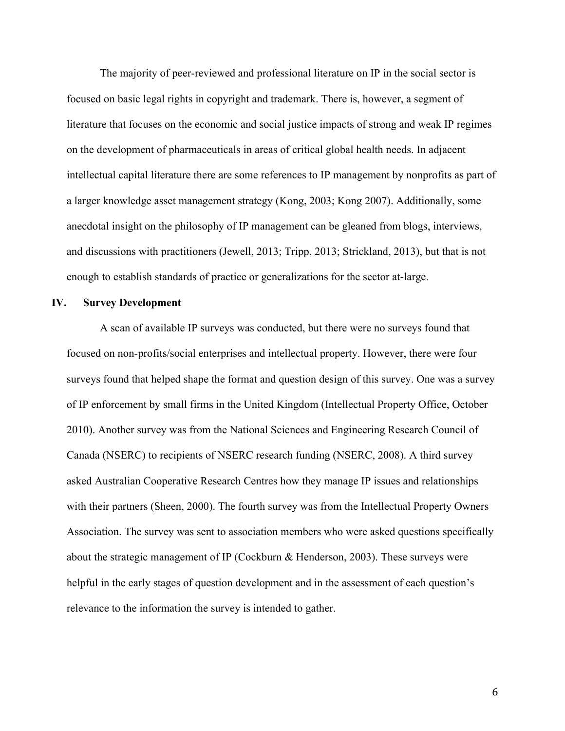The majority of peer-reviewed and professional literature on IP in the social sector is focused on basic legal rights in copyright and trademark. There is, however, a segment of literature that focuses on the economic and social justice impacts of strong and weak IP regimes on the development of pharmaceuticals in areas of critical global health needs. In adjacent intellectual capital literature there are some references to IP management by nonprofits as part of a larger knowledge asset management strategy (Kong, 2003; Kong 2007). Additionally, some anecdotal insight on the philosophy of IP management can be gleaned from blogs, interviews, and discussions with practitioners (Jewell, 2013; Tripp, 2013; Strickland, 2013), but that is not enough to establish standards of practice or generalizations for the sector at-large.

## IV. Survey Development

A scan of available IP surveys was conducted, but there were no surveys found that focused on non-profits/social enterprises and intellectual property. However, there were four surveys found that helped shape the format and question design of this survey. One was a survey of IP enforcement by small firms in the United Kingdom (Intellectual Property Office, October 2010). Another survey was from the National Sciences and Engineering Research Council of Canada (NSERC) to recipients of NSERC research funding (NSERC, 2008). A third survey asked Australian Cooperative Research Centres how they manage IP issues and relationships with their partners (Sheen, 2000). The fourth survey was from the Intellectual Property Owners Association. The survey was sent to association members who were asked questions specifically about the strategic management of IP (Cockburn & Henderson, 2003). These surveys were helpful in the early stages of question development and in the assessment of each question's relevance to the information the survey is intended to gather.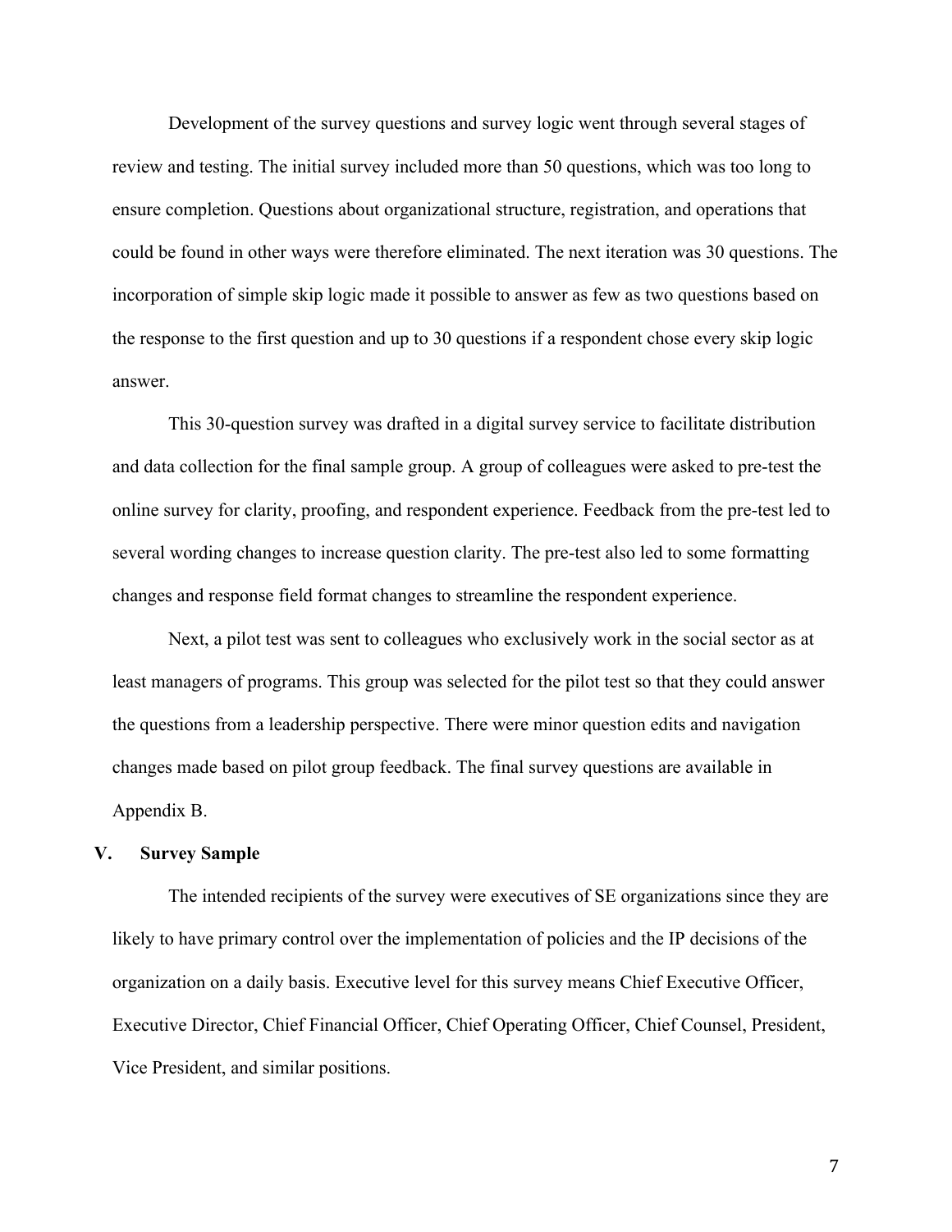Development of the survey questions and survey logic went through several stages of review and testing. The initial survey included more than 50 questions, which was too long to ensure completion. Questions about organizational structure, registration, and operations that could be found in other ways were therefore eliminated. The next iteration was 30 questions. The incorporation of simple skip logic made it possible to answer as few as two questions based on the response to the first question and up to 30 questions if a respondent chose every skip logic answer.

This 30-question survey was drafted in a digital survey service to facilitate distribution and data collection for the final sample group. A group of colleagues were asked to pre-test the online survey for clarity, proofing, and respondent experience. Feedback from the pre-test led to several wording changes to increase question clarity. The pre-test also led to some formatting changes and response field format changes to streamline the respondent experience.

Next, a pilot test was sent to colleagues who exclusively work in the social sector as at least managers of programs. This group was selected for the pilot test so that they could answer the questions from a leadership perspective. There were minor question edits and navigation changes made based on pilot group feedback. The final survey questions are available in Appendix B.

## V. Survey Sample

The intended recipients of the survey were executives of SE organizations since they are likely to have primary control over the implementation of policies and the IP decisions of the organization on a daily basis. Executive level for this survey means Chief Executive Officer, Executive Director, Chief Financial Officer, Chief Operating Officer, Chief Counsel, President, Vice President, and similar positions.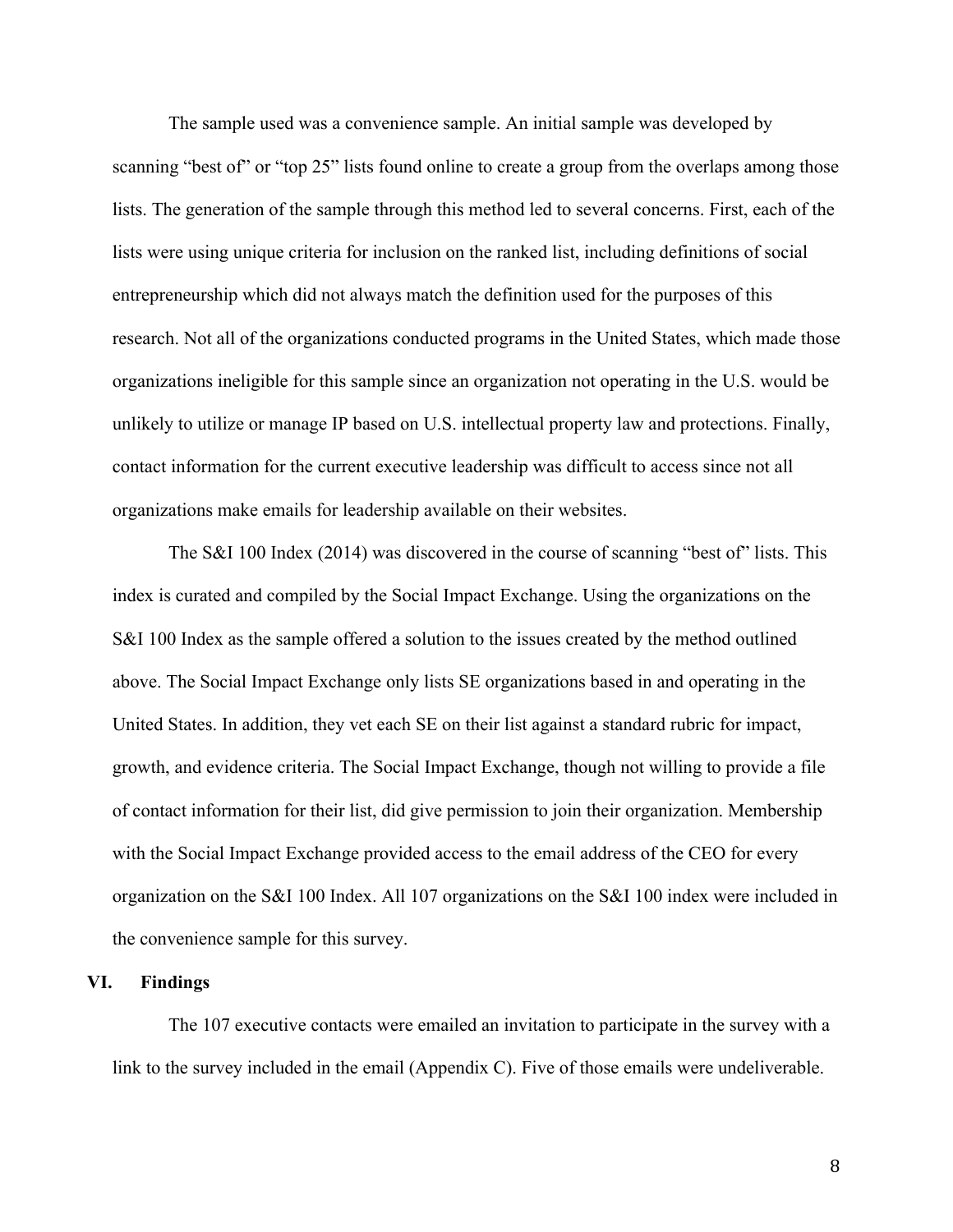The sample used was a convenience sample. An initial sample was developed by scanning "best of" or "top 25" lists found online to create a group from the overlaps among those lists. The generation of the sample through this method led to several concerns. First, each of the lists were using unique criteria for inclusion on the ranked list, including definitions of social entrepreneurship which did not always match the definition used for the purposes of this research. Not all of the organizations conducted programs in the United States, which made those organizations ineligible for this sample since an organization not operating in the U.S. would be unlikely to utilize or manage IP based on U.S. intellectual property law and protections. Finally, contact information for the current executive leadership was difficult to access since not all organizations make emails for leadership available on their websites.

The S&I 100 Index (2014) was discovered in the course of scanning "best of" lists. This index is curated and compiled by the Social Impact Exchange. Using the organizations on the S&I 100 Index as the sample offered a solution to the issues created by the method outlined above. The Social Impact Exchange only lists SE organizations based in and operating in the United States. In addition, they vet each SE on their list against a standard rubric for impact, growth, and evidence criteria. The Social Impact Exchange, though not willing to provide a file of contact information for their list, did give permission to join their organization. Membership with the Social Impact Exchange provided access to the email address of the CEO for every organization on the S&I 100 Index. All 107 organizations on the S&I 100 index were included in the convenience sample for this survey.

## VI. Findings

The 107 executive contacts were emailed an invitation to participate in the survey with a link to the survey included in the email (Appendix C). Five of those emails were undeliverable.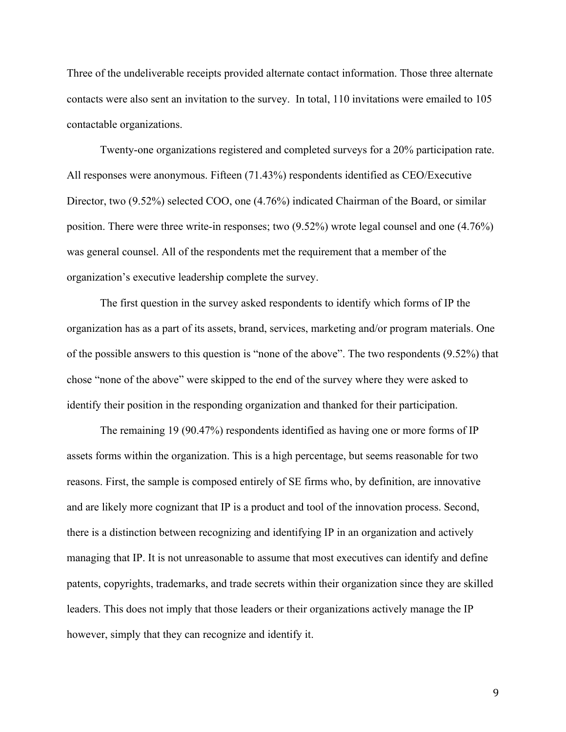Three of the undeliverable receipts provided alternate contact information. Those three alternate contacts were also sent an invitation to the survey. In total, 110 invitations were emailed to 105 contactable organizations.

Twenty-one organizations registered and completed surveys for a 20% participation rate. All responses were anonymous. Fifteen (71.43%) respondents identified as CEO/Executive Director, two (9.52%) selected COO, one (4.76%) indicated Chairman of the Board, or similar position. There were three write-in responses; two (9.52%) wrote legal counsel and one (4.76%) was general counsel. All of the respondents met the requirement that a member of the organization's executive leadership complete the survey.

The first question in the survey asked respondents to identify which forms of IP the organization has as a part of its assets, brand, services, marketing and/or program materials. One of the possible answers to this question is "none of the above". The two respondents (9.52%) that chose "none of the above" were skipped to the end of the survey where they were asked to identify their position in the responding organization and thanked for their participation.

The remaining 19 (90.47%) respondents identified as having one or more forms of IP assets forms within the organization. This is a high percentage, but seems reasonable for two reasons. First, the sample is composed entirely of SE firms who, by definition, are innovative and are likely more cognizant that IP is a product and tool of the innovation process. Second, there is a distinction between recognizing and identifying IP in an organization and actively managing that IP. It is not unreasonable to assume that most executives can identify and define patents, copyrights, trademarks, and trade secrets within their organization since they are skilled leaders. This does not imply that those leaders or their organizations actively manage the IP however, simply that they can recognize and identify it.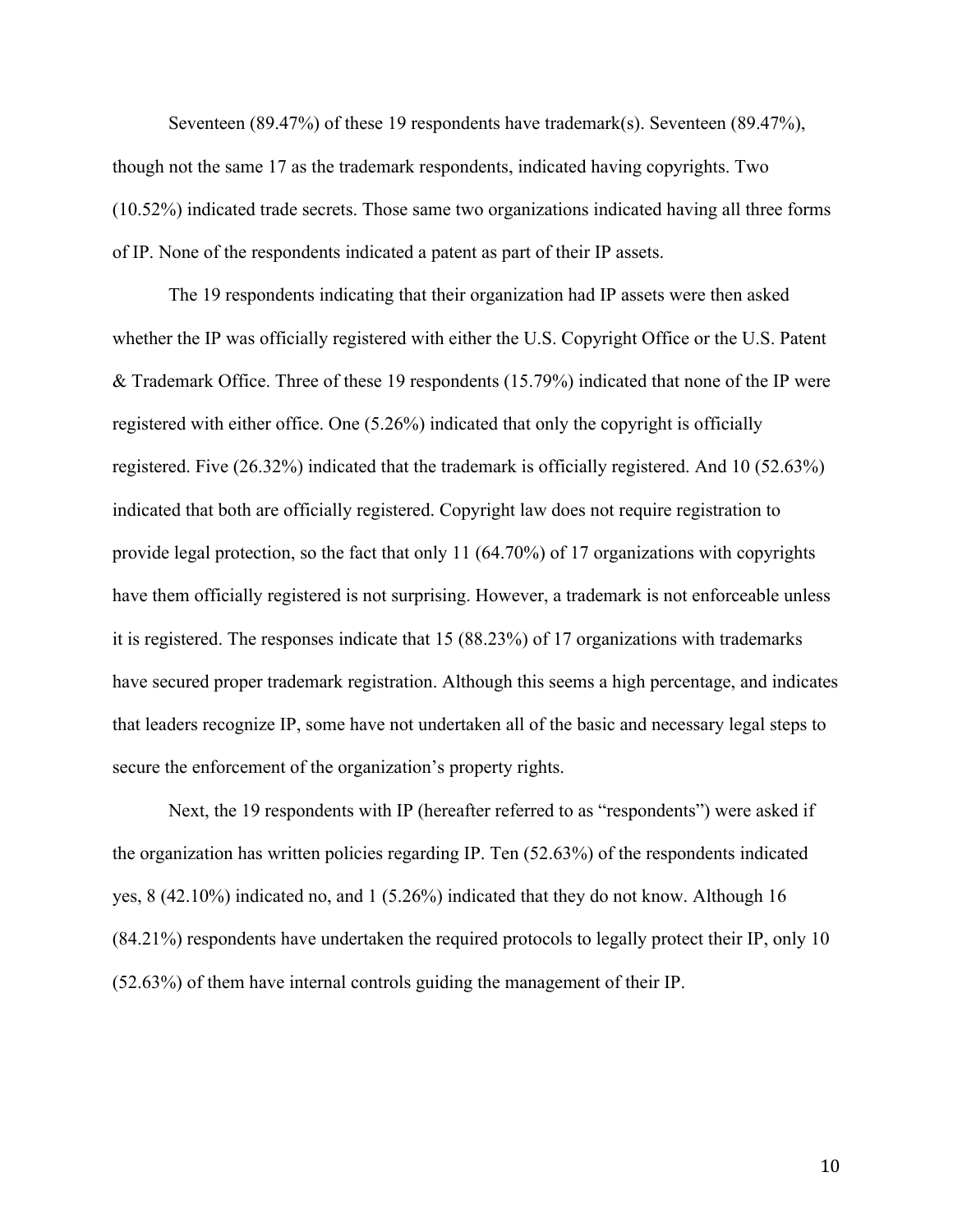Seventeen (89.47%) of these 19 respondents have trademark(s). Seventeen (89.47%), though not the same 17 as the trademark respondents, indicated having copyrights. Two (10.52%) indicated trade secrets. Those same two organizations indicated having all three forms of IP. None of the respondents indicated a patent as part of their IP assets.

The 19 respondents indicating that their organization had IP assets were then asked whether the IP was officially registered with either the U.S. Copyright Office or the U.S. Patent & Trademark Office. Three of these 19 respondents (15.79%) indicated that none of the IP were registered with either office. One (5.26%) indicated that only the copyright is officially registered. Five (26.32%) indicated that the trademark is officially registered. And 10 (52.63%) indicated that both are officially registered. Copyright law does not require registration to provide legal protection, so the fact that only 11 (64.70%) of 17 organizations with copyrights have them officially registered is not surprising. However, a trademark is not enforceable unless it is registered. The responses indicate that 15 (88.23%) of 17 organizations with trademarks have secured proper trademark registration. Although this seems a high percentage, and indicates that leaders recognize IP, some have not undertaken all of the basic and necessary legal steps to secure the enforcement of the organization's property rights.

Next, the 19 respondents with IP (hereafter referred to as "respondents") were asked if the organization has written policies regarding IP. Ten (52.63%) of the respondents indicated yes, 8 (42.10%) indicated no, and 1 (5.26%) indicated that they do not know. Although 16 (84.21%) respondents have undertaken the required protocols to legally protect their IP, only 10 (52.63%) of them have internal controls guiding the management of their IP.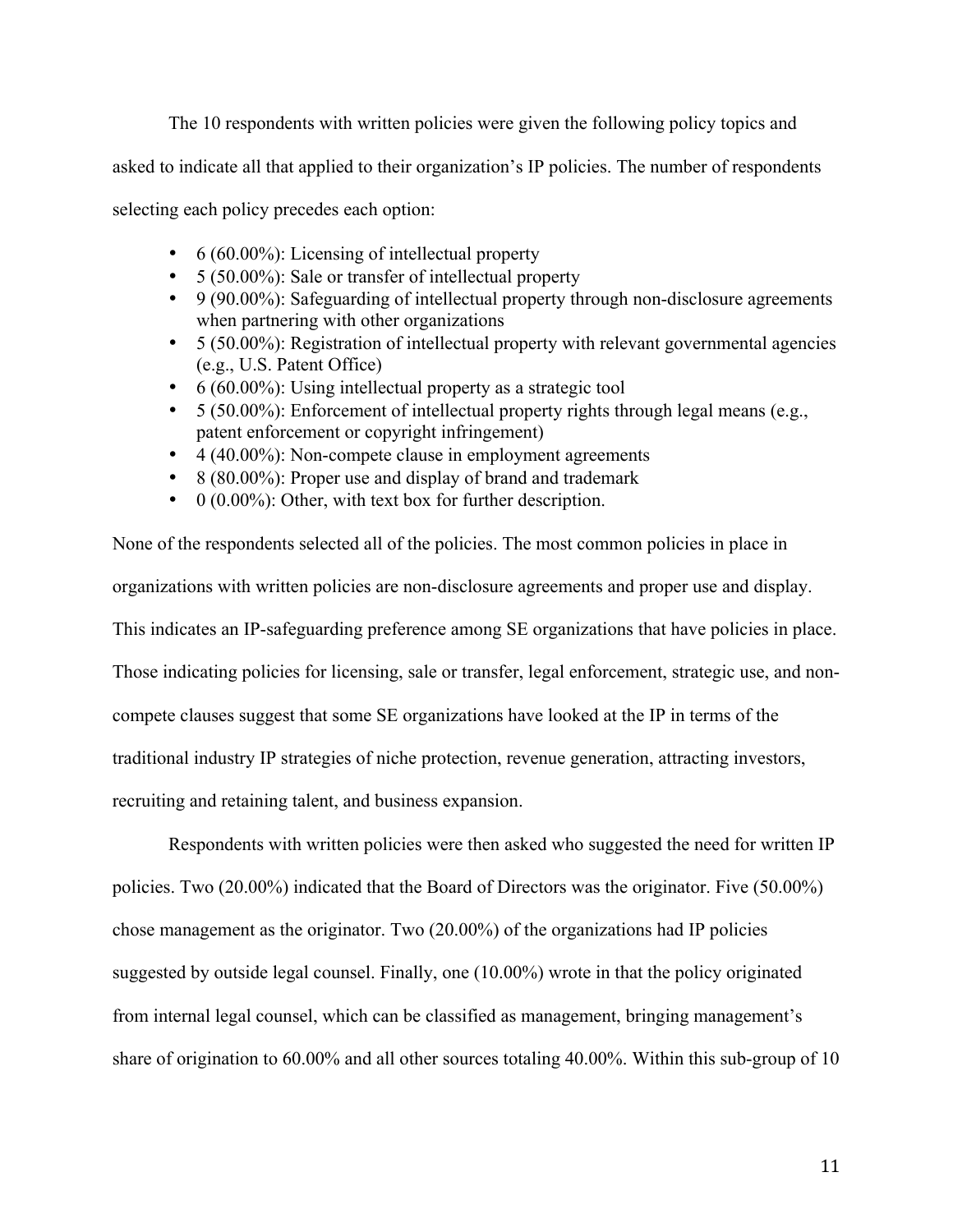The 10 respondents with written policies were given the following policy topics and asked to indicate all that applied to their organization's IP policies. The number of respondents selecting each policy precedes each option:

- 6 (60.00%): Licensing of intellectual property
- 5 (50.00%): Sale or transfer of intellectual property
- 9 (90.00%): Safeguarding of intellectual property through non-disclosure agreements when partnering with other organizations
- 5 (50.00%): Registration of intellectual property with relevant governmental agencies (e.g., U.S. Patent Office)
- 6 (60.00%): Using intellectual property as a strategic tool
- 5 (50.00%): Enforcement of intellectual property rights through legal means (e.g., patent enforcement or copyright infringement)
- 4 (40.00%): Non-compete clause in employment agreements
- 8 (80.00%): Proper use and display of brand and trademark
- 0 (0.00%): Other, with text box for further description.

None of the respondents selected all of the policies. The most common policies in place in organizations with written policies are non-disclosure agreements and proper use and display. This indicates an IP-safeguarding preference among SE organizations that have policies in place. Those indicating policies for licensing, sale or transfer, legal enforcement, strategic use, and non-compete clauses suggest that some SE organizations have looked at the IP in terms of the traditional industry IP strategies of niche protection, revenue generation, attracting investors, recruiting and retaining talent, and business expansion.

Respondents with written policies were then asked who suggested the need for written IP policies. Two (20.00%) indicated that the Board of Directors was the originator. Five (50.00%) chose management as the originator. Two (20.00%) of the organizations had IP policies suggested by outside legal counsel. Finally, one (10.00%) wrote in that the policy originated from internal legal counsel, which can be classified as management, bringing management's share of origination to 60.00% and all other sources totaling 40.00%. Within this sub-group of 10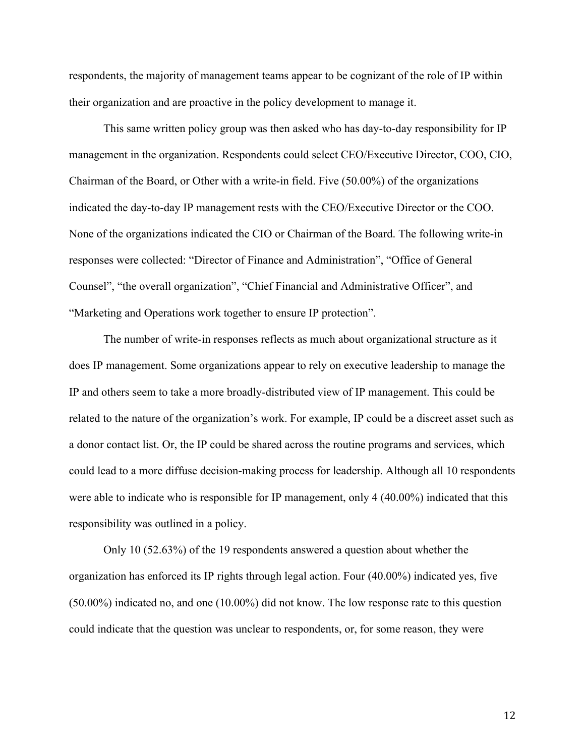respondents, the majority of management teams appear to be cognizant of the role of IP within their organization and are proactive in the policy development to manage it.

This same written policy group was then asked who has day-to-day responsibility for IP management in the organization. Respondents could select CEO/Executive Director, COO, CIO, Chairman of the Board, or Other with a write-in field. Five (50.00%) of the organizations indicated the day-to-day IP management rests with the CEO/Executive Director or the COO. None of the organizations indicated the CIO or Chairman of the Board. The following write-in responses were collected: "Director of Finance and Administration", "Office of General Counsel", "the overall organization", "Chief Financial and Administrative Officer", and "Marketing and Operations work together to ensure IP protection".

The number of write-in responses reflects as much about organizational structure as it does IP management. Some organizations appear to rely on executive leadership to manage the IP and others seem to take a more broadly-distributed view of IP management. This could be related to the nature of the organization's work. For example, IP could be a discreet asset such as a donor contact list. Or, the IP could be shared across the routine programs and services, which could lead to a more diffuse decision-making process for leadership. Although all 10 respondents were able to indicate who is responsible for IP management, only 4 (40.00%) indicated that this responsibility was outlined in a policy.

Only 10 (52.63%) of the 19 respondents answered a question about whether the organization has enforced its IP rights through legal action. Four (40.00%) indicated yes, five (50.00%) indicated no, and one (10.00%) did not know. The low response rate to this question could indicate that the question was unclear to respondents, or, for some reason, they were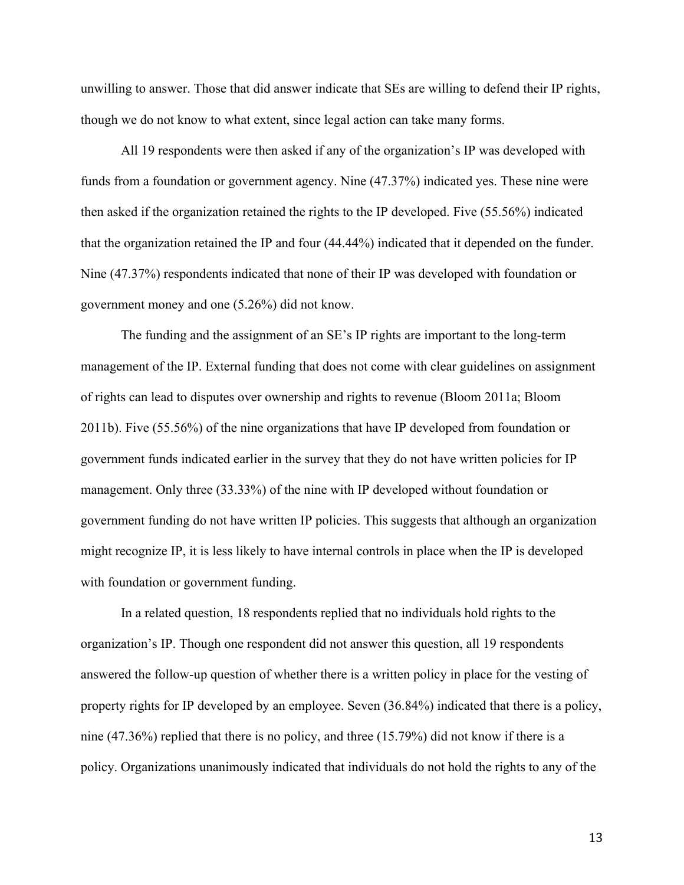unwilling to answer. Those that did answer indicate that SEs are willing to defend their IP rights, though we do not know to what extent, since legal action can take many forms.

All 19 respondents were then asked if any of the organization's IP was developed with funds from a foundation or government agency. Nine (47.37%) indicated yes. These nine were then asked if the organization retained the rights to the IP developed. Five (55.56%) indicated that the organization retained the IP and four (44.44%) indicated that it depended on the funder. Nine (47.37%) respondents indicated that none of their IP was developed with foundation or government money and one (5.26%) did not know.

The funding and the assignment of an SE's IP rights are important to the long-term management of the IP. External funding that does not come with clear guidelines on assignment of rights can lead to disputes over ownership and rights to revenue (Bloom 2011a; Bloom 2011b). Five (55.56%) of the nine organizations that have IP developed from foundation or government funds indicated earlier in the survey that they do not have written policies for IP management. Only three (33.33%) of the nine with IP developed without foundation or government funding do not have written IP policies. This suggests that although an organization might recognize IP, it is less likely to have internal controls in place when the IP is developed with foundation or government funding.

In a related question, 18 respondents replied that no individuals hold rights to the organization's IP. Though one respondent did not answer this question, all 19 respondents answered the follow-up question of whether there is a written policy in place for the vesting of property rights for IP developed by an employee. Seven (36.84%) indicated that there is a policy, nine (47.36%) replied that there is no policy, and three (15.79%) did not know if there is a policy. Organizations unanimously indicated that individuals do not hold the rights to any of the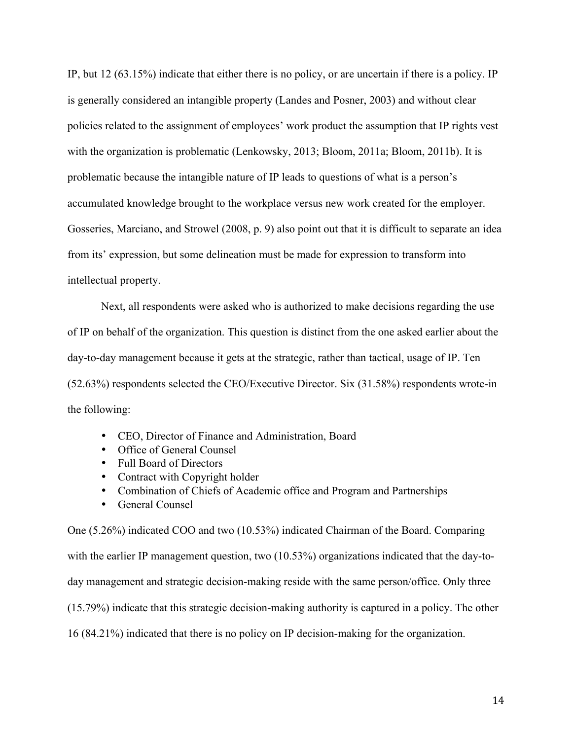IP, but 12 (63.15%) indicate that either there is no policy, or are uncertain if there is a policy. IP is generally considered an intangible property (Landes and Posner, 2003) and without clear policies related to the assignment of employees' work product the assumption that IP rights vest with the organization is problematic (Lenkowsky, 2013; Bloom, 2011a; Bloom, 2011b). It is problematic because the intangible nature of IP leads to questions of what is a person's accumulated knowledge brought to the workplace versus new work created for the employer. Gosseries, Marciano, and Strowel (2008, p. 9) also point out that it is difficult to separate an idea from its' expression, but some delineation must be made for expression to transform into intellectual property.

Next, all respondents were asked who is authorized to make decisions regarding the use of IP on behalf of the organization. This question is distinct from the one asked earlier about the day-to-day management because it gets at the strategic, rather than tactical, usage of IP. Ten (52.63%) respondents selected the CEO/Executive Director. Six (31.58%) respondents wrote-in the following:

- CEO, Director of Finance and Administration, Board
- Office of General Counsel
- Full Board of Directors
- Contract with Copyright holder
- Combination of Chiefs of Academic office and Program and Partnerships
- General Counsel

One (5.26%) indicated COO and two (10.53%) indicated Chairman of the Board. Comparing with the earlier IP management question, two (10.53%) organizations indicated that the day-to-day management and strategic decision-making reside with the same person/office. Only three (15.79%) indicate that this strategic decision-making authority is captured in a policy. The other 16 (84.21%) indicated that there is no policy on IP decision-making for the organization.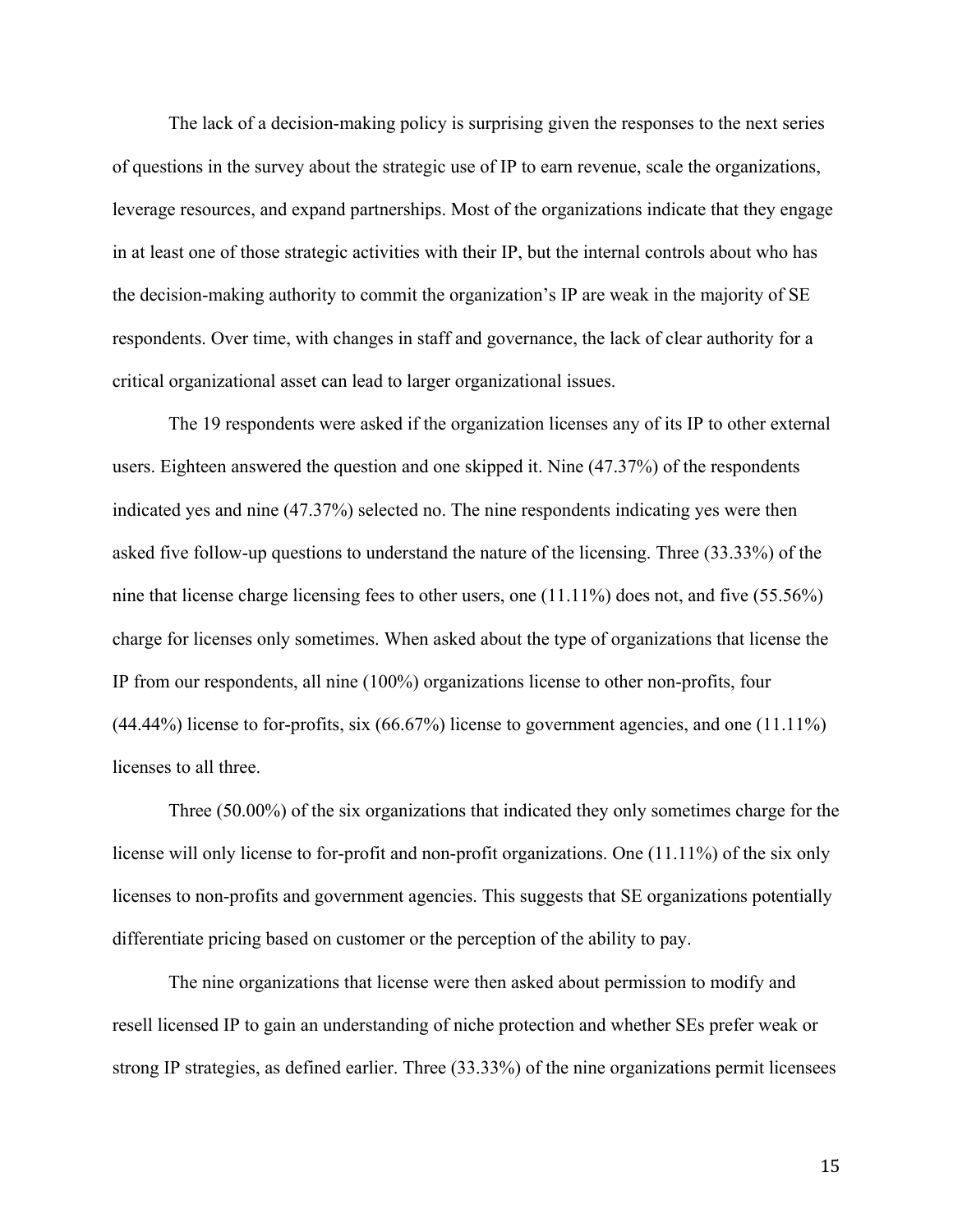The lack of a decision-making policy is surprising given the responses to the next series of questions in the survey about the strategic use of IP to earn revenue, scale the organizations, leverage resources, and expand partnerships. Most of the organizations indicate that they engage in at least one of those strategic activities with their IP, but the internal controls about who has the decision-making authority to commit the organization's IP are weak in the majority of SE respondents. Over time, with changes in staff and governance, the lack of clear authority for a critical organizational asset can lead to larger organizational issues.

The 19 respondents were asked if the organization licenses any of its IP to other external users. Eighteen answered the question and one skipped it. Nine (47.37%) of the respondents indicated yes and nine (47.37%) selected no. The nine respondents indicating yes were then asked five follow-up questions to understand the nature of the licensing. Three (33.33%) of the nine that license charge licensing fees to other users, one (11.11%) does not, and five (55.56%) charge for licenses only sometimes. When asked about the type of organizations that license the IP from our respondents, all nine (100%) organizations license to other non-profits, four (44.44%) license to for-profits, six (66.67%) license to government agencies, and one (11.11%) licenses to all three.

Three (50.00%) of the six organizations that indicated they only sometimes charge for the license will only license to for-profit and non-profit organizations. One (11.11%) of the six only licenses to non-profits and government agencies. This suggests that SE organizations potentially differentiate pricing based on customer or the perception of the ability to pay.

The nine organizations that license were then asked about permission to modify and resell licensed IP to gain an understanding of niche protection and whether SEs prefer weak or strong IP strategies, as defined earlier. Three (33.33%) of the nine organizations permit licensees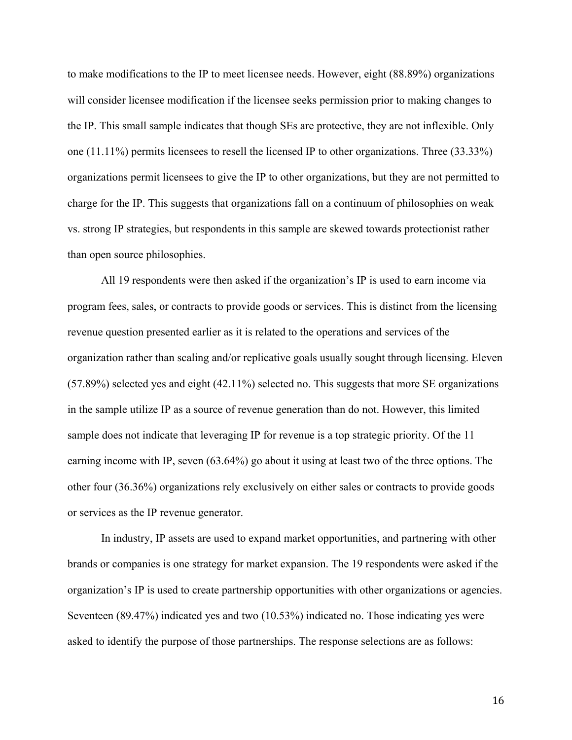to make modifications to the IP to meet licensee needs. However, eight (88.89%) organizations will consider licensee modification if the licensee seeks permission prior to making changes to the IP. This small sample indicates that though SEs are protective, they are not inflexible. Only one (11.11%) permits licensees to resell the licensed IP to other organizations. Three (33.33%) organizations permit licensees to give the IP to other organizations, but they are not permitted to charge for the IP. This suggests that organizations fall on a continuum of philosophies on weak vs. strong IP strategies, but respondents in this sample are skewed towards protectionist rather than open source philosophies.

All 19 respondents were then asked if the organization's IP is used to earn income via program fees, sales, or contracts to provide goods or services. This is distinct from the licensing revenue question presented earlier as it is related to the operations and services of the organization rather than scaling and/or replicative goals usually sought through licensing. Eleven (57.89%) selected yes and eight (42.11%) selected no. This suggests that more SE organizations in the sample utilize IP as a source of revenue generation than do not. However, this limited sample does not indicate that leveraging IP for revenue is a top strategic priority. Of the 11 earning income with IP, seven (63.64%) go about it using at least two of the three options. The other four (36.36%) organizations rely exclusively on either sales or contracts to provide goods or services as the IP revenue generator.

In industry, IP assets are used to expand market opportunities, and partnering with other brands or companies is one strategy for market expansion. The 19 respondents were asked if the organization's IP is used to create partnership opportunities with other organizations or agencies. Seventeen (89.47%) indicated yes and two (10.53%) indicated no. Those indicating yes were asked to identify the purpose of those partnerships. The response selections are as follows: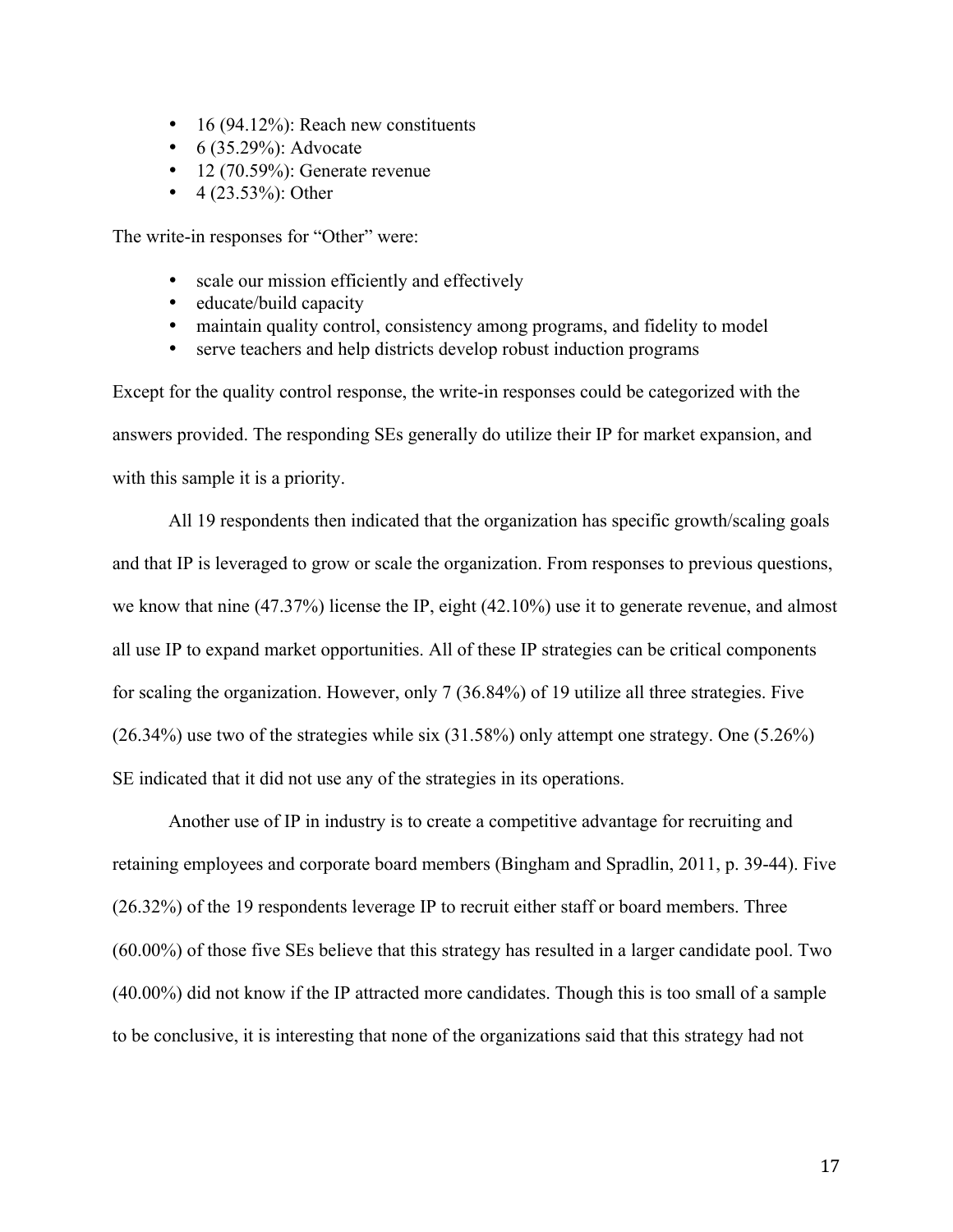- 16 (94.12%): Reach new constituents
- 6 (35.29%): Advocate
- 12 (70.59%): Generate revenue
- 4 (23.53%): Other

The write-in responses for "Other" were:

- scale our mission efficiently and effectively
- educate/build capacity
- maintain quality control, consistency among programs, and fidelity to model
- serve teachers and help districts develop robust induction programs

Except for the quality control response, the write-in responses could be categorized with the answers provided. The responding SEs generally do utilize their IP for market expansion, and with this sample it is a priority.

All 19 respondents then indicated that the organization has specific growth/scaling goals and that IP is leveraged to grow or scale the organization. From responses to previous questions, we know that nine (47.37%) license the IP, eight (42.10%) use it to generate revenue, and almost all use IP to expand market opportunities. All of these IP strategies can be critical components for scaling the organization. However, only 7 (36.84%) of 19 utilize all three strategies. Five (26.34%) use two of the strategies while six (31.58%) only attempt one strategy. One (5.26%) SE indicated that it did not use any of the strategies in its operations.

Another use of IP in industry is to create a competitive advantage for recruiting and retaining employees and corporate board members (Bingham and Spradlin, 2011, p. 39-44). Five (26.32%) of the 19 respondents leverage IP to recruit either staff or board members. Three (60.00%) of those five SEs believe that this strategy has resulted in a larger candidate pool. Two (40.00%) did not know if the IP attracted more candidates. Though this is too small of a sample to be conclusive, it is interesting that none of the organizations said that this strategy had not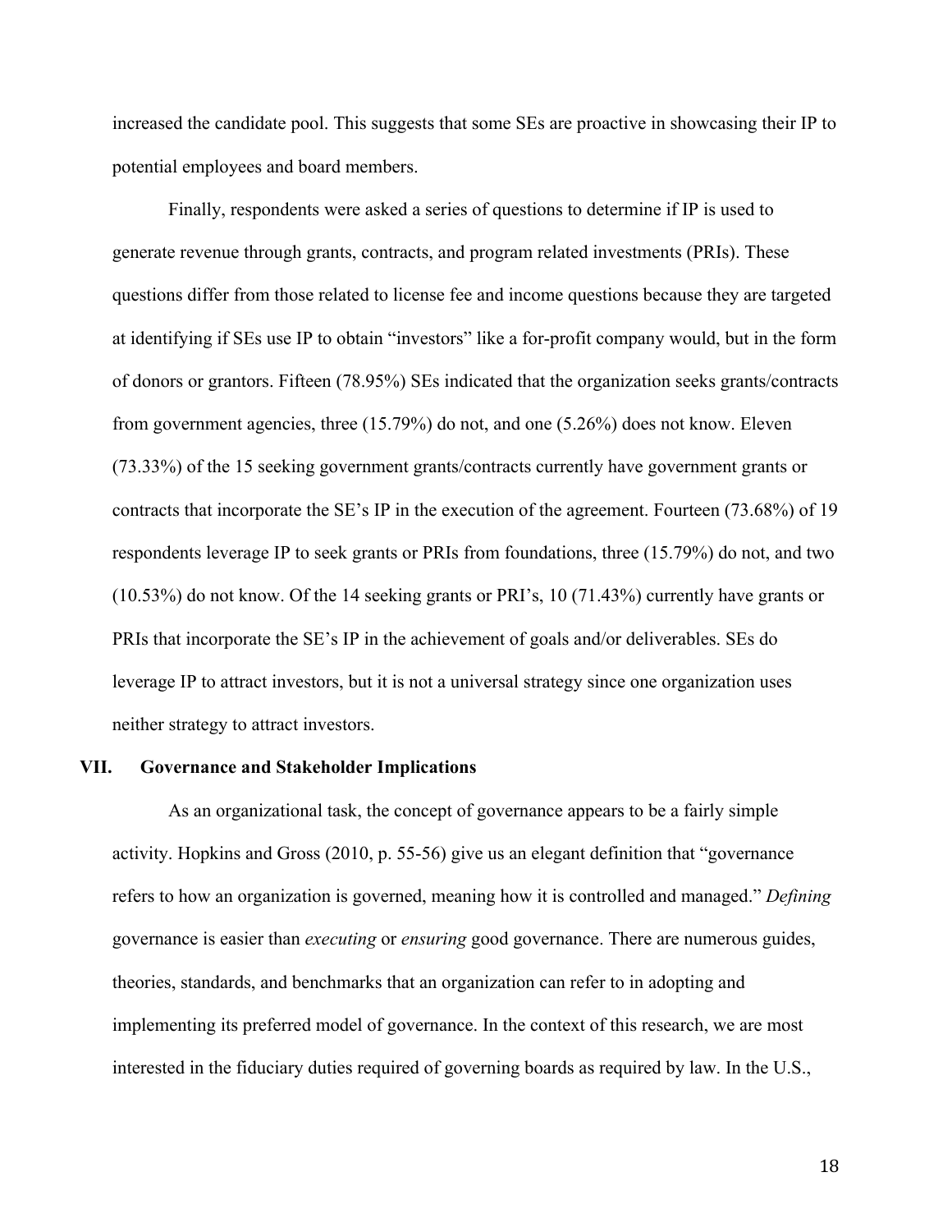increased the candidate pool. This suggests that some SEs are proactive in showcasing their IP to potential employees and board members.

Finally, respondents were asked a series of questions to determine if IP is used to generate revenue through grants, contracts, and program related investments (PRIs). These questions differ from those related to license fee and income questions because they are targeted at identifying if SEs use IP to obtain "investors" like a for-profit company would, but in the form of donors or grantors. Fifteen (78.95%) SEs indicated that the organization seeks grants/contracts from government agencies, three (15.79%) do not, and one (5.26%) does not know. Eleven (73.33%) of the 15 seeking government grants/contracts currently have government grants or contracts that incorporate the SE's IP in the execution of the agreement. Fourteen (73.68%) of 19 respondents leverage IP to seek grants or PRIs from foundations, three (15.79%) do not, and two (10.53%) do not know. Of the 14 seeking grants or PRI's, 10 (71.43%) currently have grants or PRIs that incorporate the SE's IP in the achievement of goals and/or deliverables. SEs do leverage IP to attract investors, but it is not a universal strategy since one organization uses neither strategy to attract investors.

## VII. Governance and Stakeholder Implications

As an organizational task, the concept of governance appears to be a fairly simple activity. Hopkins and Gross (2010, p. 55-56) give us an elegant definition that "governance refers to how an organization is governed, meaning how it is controlled and managed." *Defining* governance is easier than *executing* or *ensuring* good governance. There are numerous guides, theories, standards, and benchmarks that an organization can refer to in adopting and implementing its preferred model of governance. In the context of this research, we are most interested in the fiduciary duties required of governing boards as required by law. In the U.S.,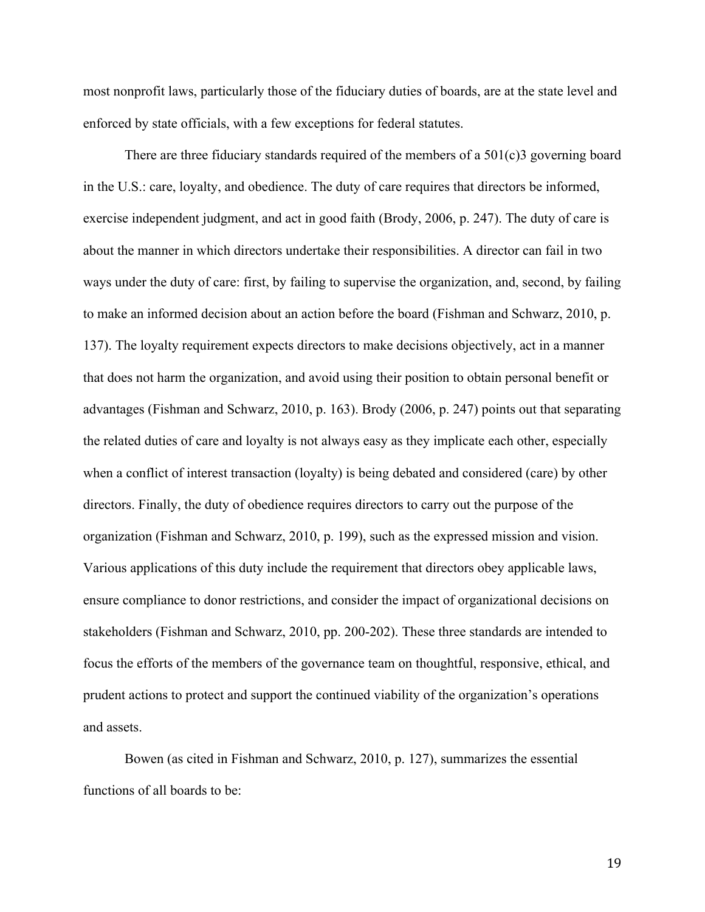most nonprofit laws, particularly those of the fiduciary duties of boards, are at the state level and enforced by state officials, with a few exceptions for federal statutes.

There are three fiduciary standards required of the members of a 501(c)3 governing board in the U.S.: care, loyalty, and obedience. The duty of care requires that directors be informed, exercise independent judgment, and act in good faith (Brody, 2006, p. 247). The duty of care is about the manner in which directors undertake their responsibilities. A director can fail in two ways under the duty of care: first, by failing to supervise the organization, and, second, by failing to make an informed decision about an action before the board (Fishman and Schwarz, 2010, p. 137). The loyalty requirement expects directors to make decisions objectively, act in a manner that does not harm the organization, and avoid using their position to obtain personal benefit or advantages (Fishman and Schwarz, 2010, p. 163). Brody (2006, p. 247) points out that separating the related duties of care and loyalty is not always easy as they implicate each other, especially when a conflict of interest transaction (loyalty) is being debated and considered (care) by other directors. Finally, the duty of obedience requires directors to carry out the purpose of the organization (Fishman and Schwarz, 2010, p. 199), such as the expressed mission and vision. Various applications of this duty include the requirement that directors obey applicable laws, ensure compliance to donor restrictions, and consider the impact of organizational decisions on stakeholders (Fishman and Schwarz, 2010, pp. 200-202). These three standards are intended to focus the efforts of the members of the governance team on thoughtful, responsive, ethical, and prudent actions to protect and support the continued viability of the organization's operations and assets.

Bowen (as cited in Fishman and Schwarz, 2010, p. 127), summarizes the essential functions of all boards to be: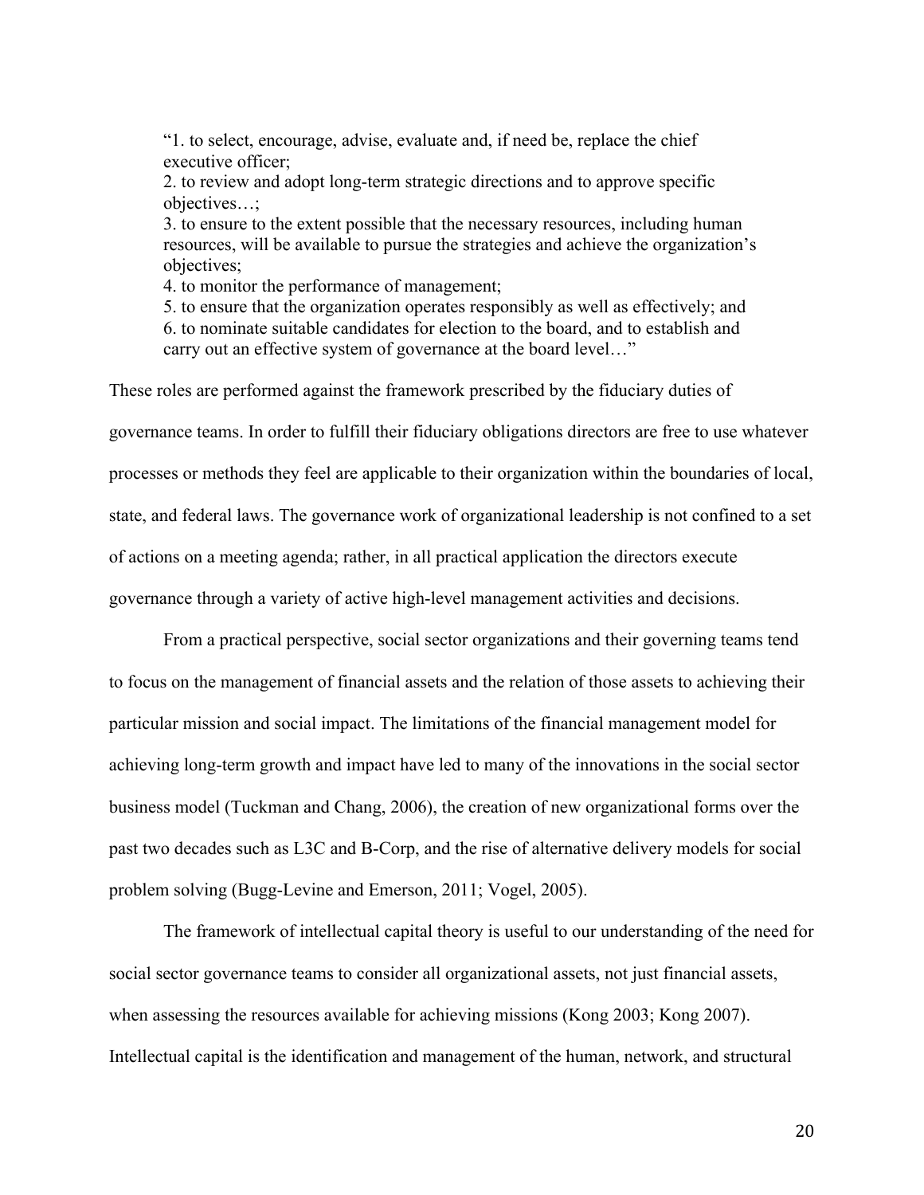> "1. to select, encourage, advise, evaluate and, if need be, replace the chief executive officer;
> 2. to review and adopt long-term strategic directions and to approve specific objectives…;
> 3. to ensure to the extent possible that the necessary resources, including human resources, will be available to pursue the strategies and achieve the organization's objectives;
> 4. to monitor the performance of management;
> 5. to ensure that the organization operates responsibly as well as effectively; and
> 6. to nominate suitable candidates for election to the board, and to establish and carry out an effective system of governance at the board level…"

These roles are performed against the framework prescribed by the fiduciary duties of governance teams. In order to fulfill their fiduciary obligations directors are free to use whatever processes or methods they feel are applicable to their organization within the boundaries of local, state, and federal laws. The governance work of organizational leadership is not confined to a set of actions on a meeting agenda; rather, in all practical application the directors execute governance through a variety of active high-level management activities and decisions.

From a practical perspective, social sector organizations and their governing teams tend to focus on the management of financial assets and the relation of those assets to achieving their particular mission and social impact. The limitations of the financial management model for achieving long-term growth and impact have led to many of the innovations in the social sector business model (Tuckman and Chang, 2006), the creation of new organizational forms over the past two decades such as L3C and B-Corp, and the rise of alternative delivery models for social problem solving (Bugg-Levine and Emerson, 2011; Vogel, 2005).

The framework of intellectual capital theory is useful to our understanding of the need for social sector governance teams to consider all organizational assets, not just financial assets, when assessing the resources available for achieving missions (Kong 2003; Kong 2007). Intellectual capital is the identification and management of the human, network, and structural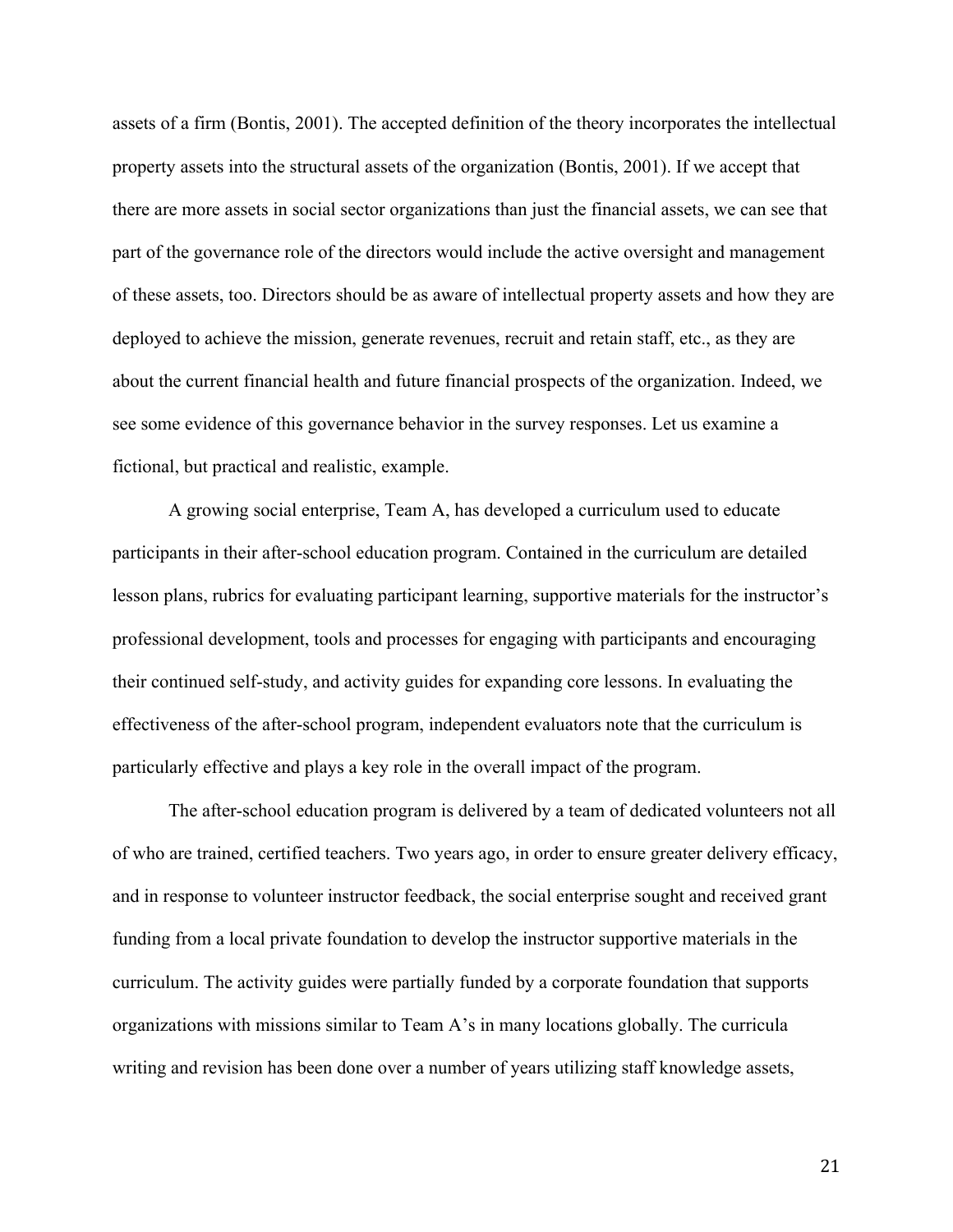assets of a firm (Bontis, 2001). The accepted definition of the theory incorporates the intellectual property assets into the structural assets of the organization (Bontis, 2001). If we accept that there are more assets in social sector organizations than just the financial assets, we can see that part of the governance role of the directors would include the active oversight and management of these assets, too. Directors should be as aware of intellectual property assets and how they are deployed to achieve the mission, generate revenues, recruit and retain staff, etc., as they are about the current financial health and future financial prospects of the organization. Indeed, we see some evidence of this governance behavior in the survey responses. Let us examine a fictional, but practical and realistic, example.

A growing social enterprise, Team A, has developed a curriculum used to educate participants in their after-school education program. Contained in the curriculum are detailed lesson plans, rubrics for evaluating participant learning, supportive materials for the instructor's professional development, tools and processes for engaging with participants and encouraging their continued self-study, and activity guides for expanding core lessons. In evaluating the effectiveness of the after-school program, independent evaluators note that the curriculum is particularly effective and plays a key role in the overall impact of the program.

The after-school education program is delivered by a team of dedicated volunteers not all of who are trained, certified teachers. Two years ago, in order to ensure greater delivery efficacy, and in response to volunteer instructor feedback, the social enterprise sought and received grant funding from a local private foundation to develop the instructor supportive materials in the curriculum. The activity guides were partially funded by a corporate foundation that supports organizations with missions similar to Team A's in many locations globally. The curricula writing and revision has been done over a number of years utilizing staff knowledge assets,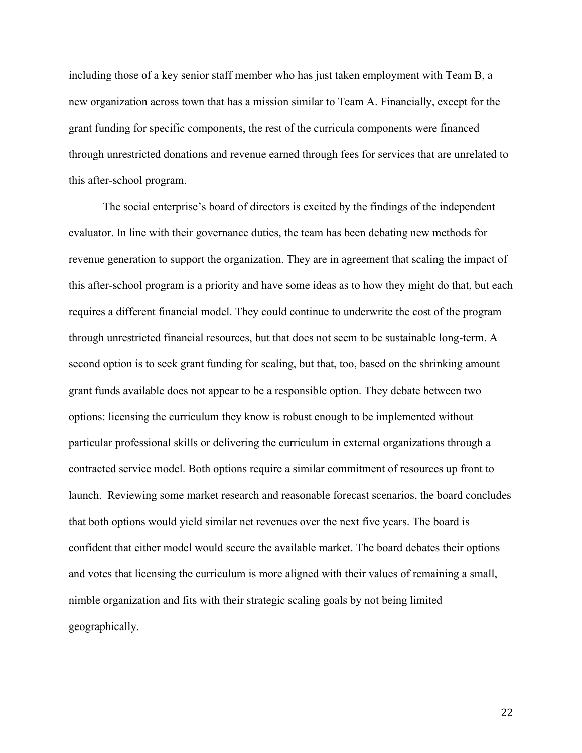including those of a key senior staff member who has just taken employment with Team B, a new organization across town that has a mission similar to Team A. Financially, except for the grant funding for specific components, the rest of the curricula components were financed through unrestricted donations and revenue earned through fees for services that are unrelated to this after-school program.

The social enterprise's board of directors is excited by the findings of the independent evaluator. In line with their governance duties, the team has been debating new methods for revenue generation to support the organization. They are in agreement that scaling the impact of this after-school program is a priority and have some ideas as to how they might do that, but each requires a different financial model. They could continue to underwrite the cost of the program through unrestricted financial resources, but that does not seem to be sustainable long-term. A second option is to seek grant funding for scaling, but that, too, based on the shrinking amount grant funds available does not appear to be a responsible option. They debate between two options: licensing the curriculum they know is robust enough to be implemented without particular professional skills or delivering the curriculum in external organizations through a contracted service model. Both options require a similar commitment of resources up front to launch. Reviewing some market research and reasonable forecast scenarios, the board concludes that both options would yield similar net revenues over the next five years. The board is confident that either model would secure the available market. The board debates their options and votes that licensing the curriculum is more aligned with their values of remaining a small, nimble organization and fits with their strategic scaling goals by not being limited geographically.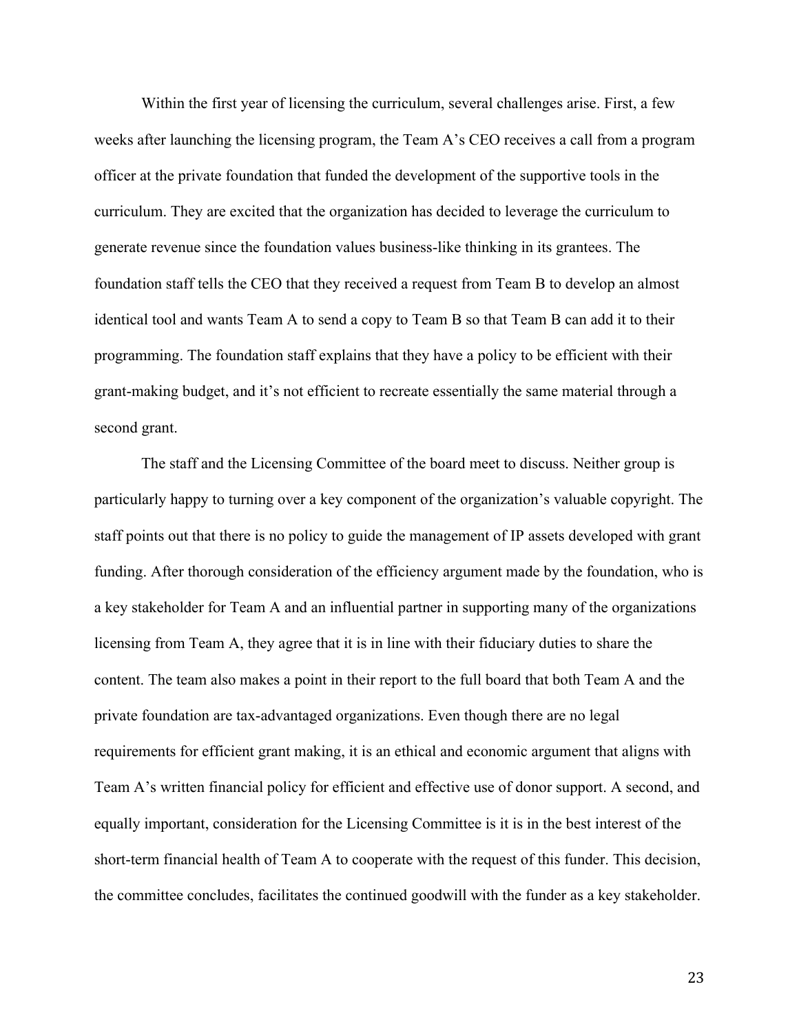Within the first year of licensing the curriculum, several challenges arise. First, a few weeks after launching the licensing program, the Team A's CEO receives a call from a program officer at the private foundation that funded the development of the supportive tools in the curriculum. They are excited that the organization has decided to leverage the curriculum to generate revenue since the foundation values business-like thinking in its grantees. The foundation staff tells the CEO that they received a request from Team B to develop an almost identical tool and wants Team A to send a copy to Team B so that Team B can add it to their programming. The foundation staff explains that they have a policy to be efficient with their grant-making budget, and it's not efficient to recreate essentially the same material through a second grant.

The staff and the Licensing Committee of the board meet to discuss. Neither group is particularly happy to turning over a key component of the organization's valuable copyright. The staff points out that there is no policy to guide the management of IP assets developed with grant funding. After thorough consideration of the efficiency argument made by the foundation, who is a key stakeholder for Team A and an influential partner in supporting many of the organizations licensing from Team A, they agree that it is in line with their fiduciary duties to share the content. The team also makes a point in their report to the full board that both Team A and the private foundation are tax-advantaged organizations. Even though there are no legal requirements for efficient grant making, it is an ethical and economic argument that aligns with Team A's written financial policy for efficient and effective use of donor support. A second, and equally important, consideration for the Licensing Committee is it is in the best interest of the short-term financial health of Team A to cooperate with the request of this funder. This decision, the committee concludes, facilitates the continued goodwill with the funder as a key stakeholder.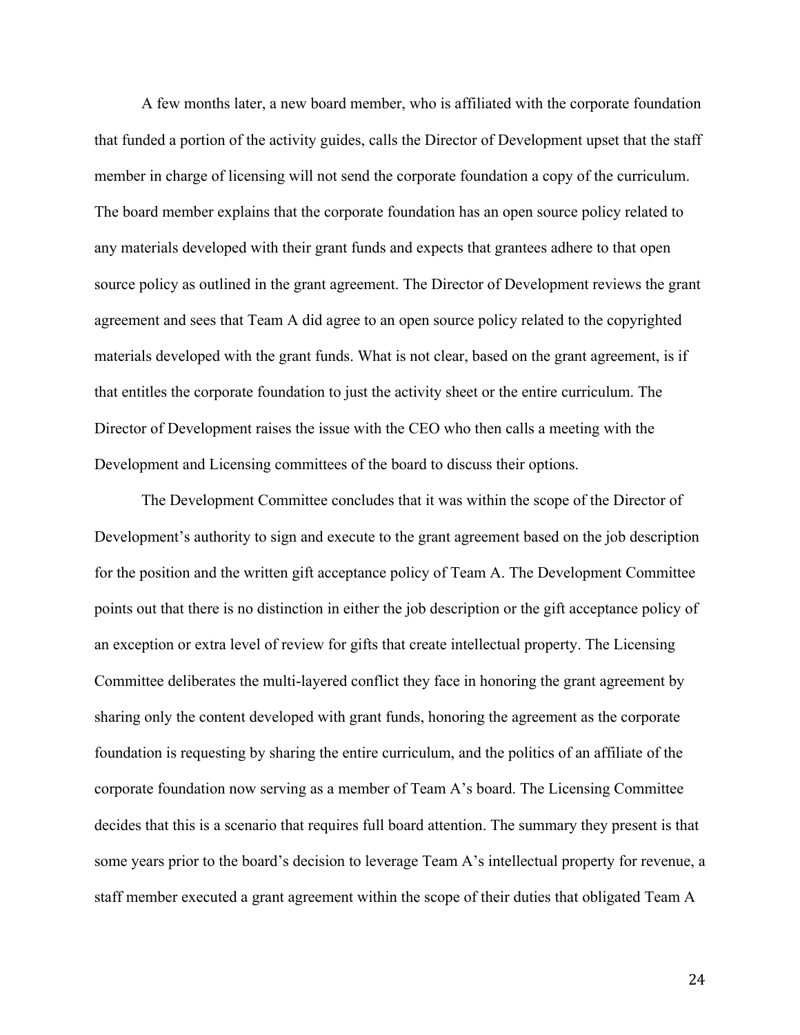A few months later, a new board member, who is affiliated with the corporate foundation that funded a portion of the activity guides, calls the Director of Development upset that the staff member in charge of licensing will not send the corporate foundation a copy of the curriculum. The board member explains that the corporate foundation has an open source policy related to any materials developed with their grant funds and expects that grantees adhere to that open source policy as outlined in the grant agreement. The Director of Development reviews the grant agreement and sees that Team A did agree to an open source policy related to the copyrighted materials developed with the grant funds. What is not clear, based on the grant agreement, is if that entitles the corporate foundation to just the activity sheet or the entire curriculum. The Director of Development raises the issue with the CEO who then calls a meeting with the Development and Licensing committees of the board to discuss their options.

The Development Committee concludes that it was within the scope of the Director of Development's authority to sign and execute to the grant agreement based on the job description for the position and the written gift acceptance policy of Team A. The Development Committee points out that there is no distinction in either the job description or the gift acceptance policy of an exception or extra level of review for gifts that create intellectual property. The Licensing Committee deliberates the multi-layered conflict they face in honoring the grant agreement by sharing only the content developed with grant funds, honoring the agreement as the corporate foundation is requesting by sharing the entire curriculum, and the politics of an affiliate of the corporate foundation now serving as a member of Team A's board. The Licensing Committee decides that this is a scenario that requires full board attention. The summary they present is that some years prior to the board's decision to leverage Team A's intellectual property for revenue, a staff member executed a grant agreement within the scope of their duties that obligated Team A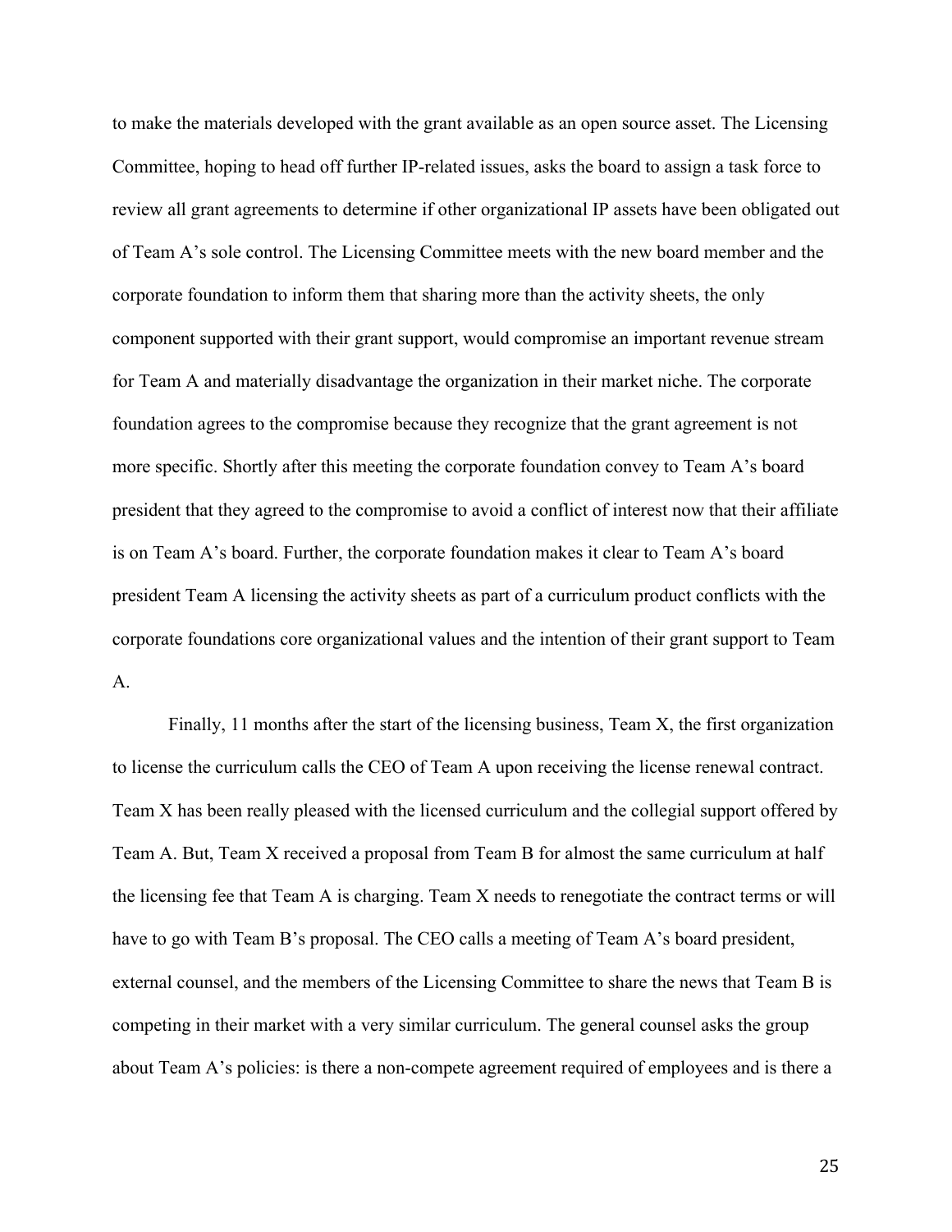to make the materials developed with the grant available as an open source asset. The Licensing Committee, hoping to head off further IP-related issues, asks the board to assign a task force to review all grant agreements to determine if other organizational IP assets have been obligated out of Team A's sole control. The Licensing Committee meets with the new board member and the corporate foundation to inform them that sharing more than the activity sheets, the only component supported with their grant support, would compromise an important revenue stream for Team A and materially disadvantage the organization in their market niche. The corporate foundation agrees to the compromise because they recognize that the grant agreement is not more specific. Shortly after this meeting the corporate foundation convey to Team A's board president that they agreed to the compromise to avoid a conflict of interest now that their affiliate is on Team A's board. Further, the corporate foundation makes it clear to Team A's board president Team A licensing the activity sheets as part of a curriculum product conflicts with the corporate foundations core organizational values and the intention of their grant support to Team A.

Finally, 11 months after the start of the licensing business, Team X, the first organization to license the curriculum calls the CEO of Team A upon receiving the license renewal contract. Team X has been really pleased with the licensed curriculum and the collegial support offered by Team A. But, Team X received a proposal from Team B for almost the same curriculum at half the licensing fee that Team A is charging. Team X needs to renegotiate the contract terms or will have to go with Team B's proposal. The CEO calls a meeting of Team A's board president, external counsel, and the members of the Licensing Committee to share the news that Team B is competing in their market with a very similar curriculum. The general counsel asks the group about Team A's policies: is there a non-compete agreement required of employees and is there a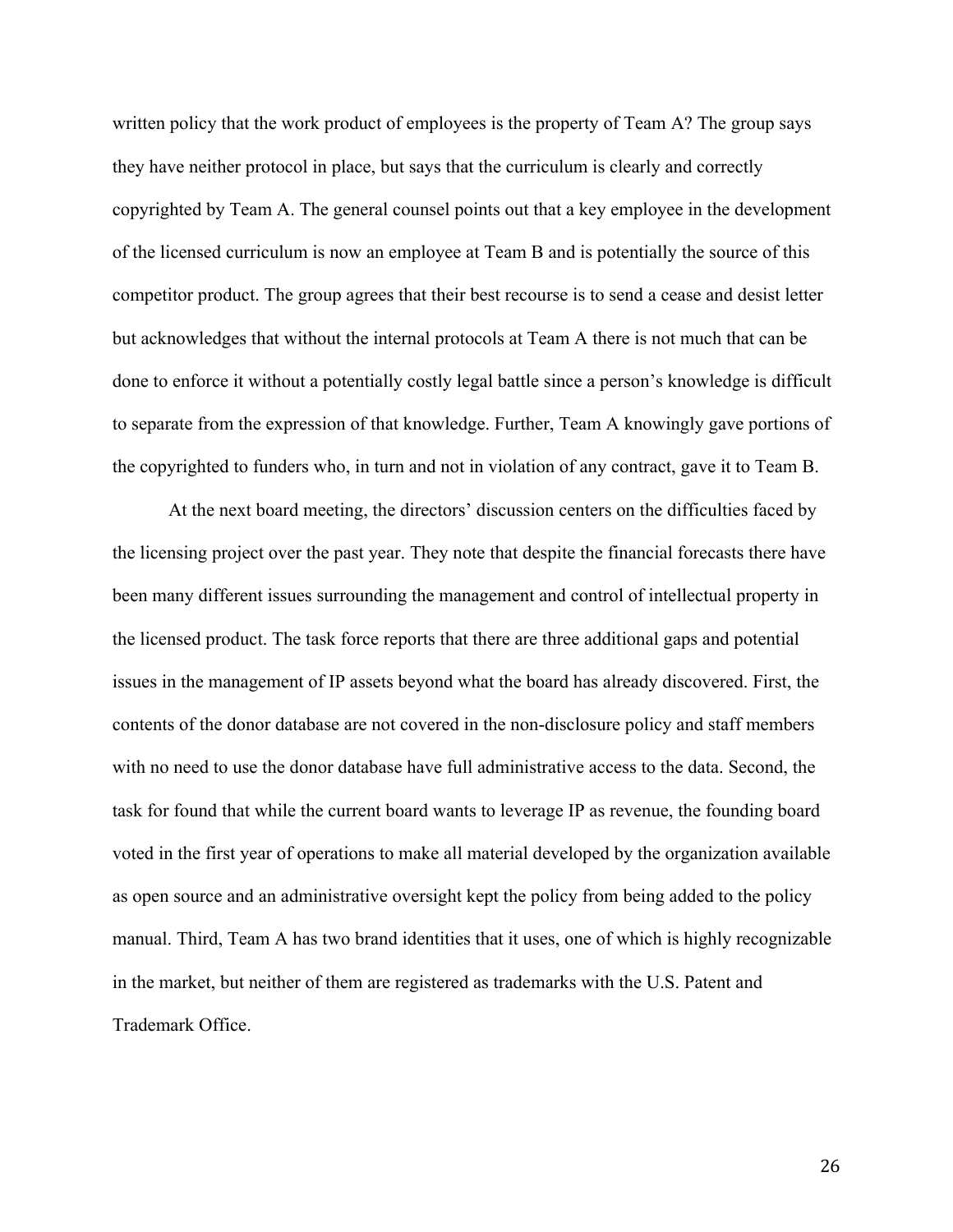written policy that the work product of employees is the property of Team A? The group says they have neither protocol in place, but says that the curriculum is clearly and correctly copyrighted by Team A. The general counsel points out that a key employee in the development of the licensed curriculum is now an employee at Team B and is potentially the source of this competitor product. The group agrees that their best recourse is to send a cease and desist letter but acknowledges that without the internal protocols at Team A there is not much that can be done to enforce it without a potentially costly legal battle since a person's knowledge is difficult to separate from the expression of that knowledge. Further, Team A knowingly gave portions of the copyrighted to funders who, in turn and not in violation of any contract, gave it to Team B.

At the next board meeting, the directors' discussion centers on the difficulties faced by the licensing project over the past year. They note that despite the financial forecasts there have been many different issues surrounding the management and control of intellectual property in the licensed product. The task force reports that there are three additional gaps and potential issues in the management of IP assets beyond what the board has already discovered. First, the contents of the donor database are not covered in the non-disclosure policy and staff members with no need to use the donor database have full administrative access to the data. Second, the task for found that while the current board wants to leverage IP as revenue, the founding board voted in the first year of operations to make all material developed by the organization available as open source and an administrative oversight kept the policy from being added to the policy manual. Third, Team A has two brand identities that it uses, one of which is highly recognizable in the market, but neither of them are registered as trademarks with the U.S. Patent and Trademark Office.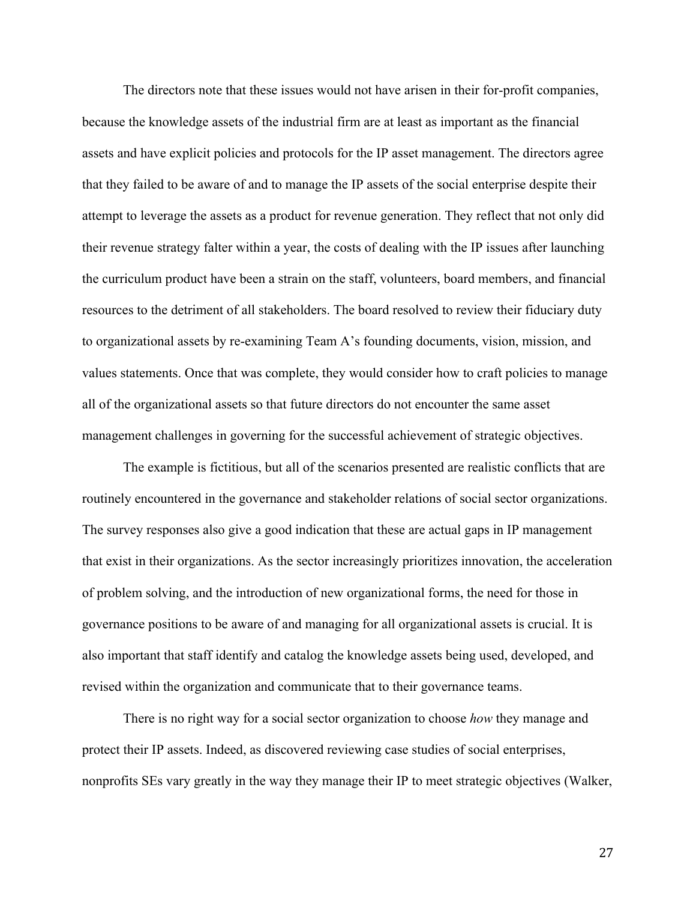The directors note that these issues would not have arisen in their for-profit companies, because the knowledge assets of the industrial firm are at least as important as the financial assets and have explicit policies and protocols for the IP asset management. The directors agree that they failed to be aware of and to manage the IP assets of the social enterprise despite their attempt to leverage the assets as a product for revenue generation. They reflect that not only did their revenue strategy falter within a year, the costs of dealing with the IP issues after launching the curriculum product have been a strain on the staff, volunteers, board members, and financial resources to the detriment of all stakeholders. The board resolved to review their fiduciary duty to organizational assets by re-examining Team A's founding documents, vision, mission, and values statements. Once that was complete, they would consider how to craft policies to manage all of the organizational assets so that future directors do not encounter the same asset management challenges in governing for the successful achievement of strategic objectives.

The example is fictitious, but all of the scenarios presented are realistic conflicts that are routinely encountered in the governance and stakeholder relations of social sector organizations. The survey responses also give a good indication that these are actual gaps in IP management that exist in their organizations. As the sector increasingly prioritizes innovation, the acceleration of problem solving, and the introduction of new organizational forms, the need for those in governance positions to be aware of and managing for all organizational assets is crucial. It is also important that staff identify and catalog the knowledge assets being used, developed, and revised within the organization and communicate that to their governance teams.

There is no right way for a social sector organization to choose *how* they manage and protect their IP assets. Indeed, as discovered reviewing case studies of social enterprises, nonprofits SEs vary greatly in the way they manage their IP to meet strategic objectives (Walker,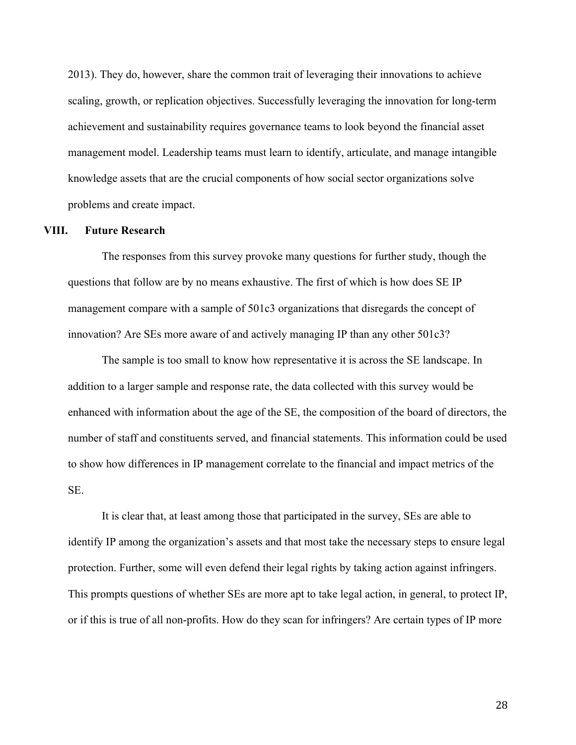2013). They do, however, share the common trait of leveraging their innovations to achieve scaling, growth, or replication objectives. Successfully leveraging the innovation for long-term achievement and sustainability requires governance teams to look beyond the financial asset management model. Leadership teams must learn to identify, articulate, and manage intangible knowledge assets that are the crucial components of how social sector organizations solve problems and create impact.

## VIII. Future Research

The responses from this survey provoke many questions for further study, though the questions that follow are by no means exhaustive. The first of which is how does SE IP management compare with a sample of 501c3 organizations that disregards the concept of innovation? Are SEs more aware of and actively managing IP than any other 501c3?

The sample is too small to know how representative it is across the SE landscape. In addition to a larger sample and response rate, the data collected with this survey would be enhanced with information about the age of the SE, the composition of the board of directors, the number of staff and constituents served, and financial statements. This information could be used to show how differences in IP management correlate to the financial and impact metrics of the SE.

It is clear that, at least among those that participated in the survey, SEs are able to identify IP among the organization's assets and that most take the necessary steps to ensure legal protection. Further, some will even defend their legal rights by taking action against infringers. This prompts questions of whether SEs are more apt to take legal action, in general, to protect IP, or if this is true of all non-profits. How do they scan for infringers? Are certain types of IP more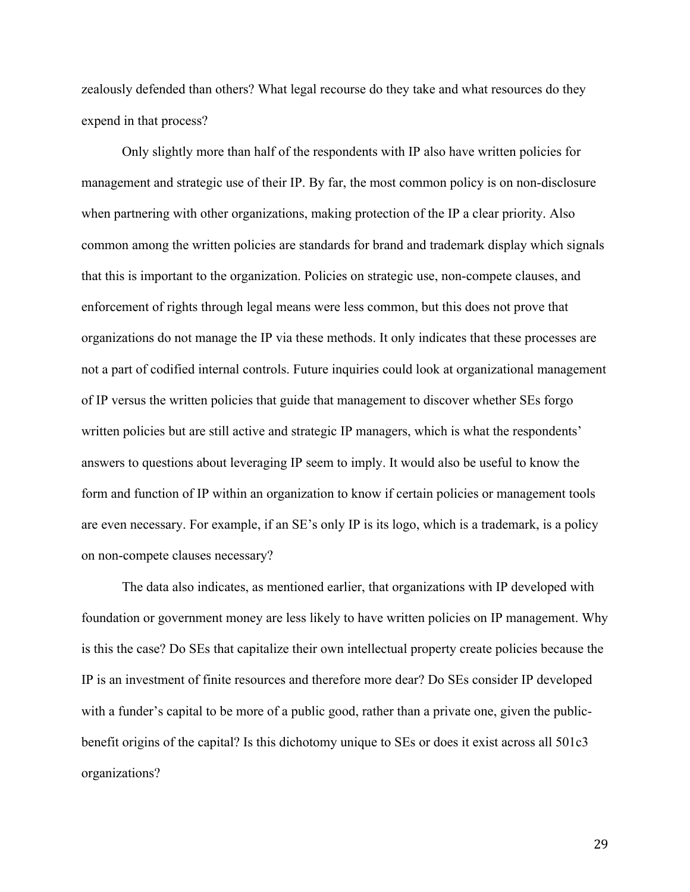zealously defended than others? What legal recourse do they take and what resources do they expend in that process?

Only slightly more than half of the respondents with IP also have written policies for management and strategic use of their IP. By far, the most common policy is on non-disclosure when partnering with other organizations, making protection of the IP a clear priority. Also common among the written policies are standards for brand and trademark display which signals that this is important to the organization. Policies on strategic use, non-compete clauses, and enforcement of rights through legal means were less common, but this does not prove that organizations do not manage the IP via these methods. It only indicates that these processes are not a part of codified internal controls. Future inquiries could look at organizational management of IP versus the written policies that guide that management to discover whether SEs forgo written policies but are still active and strategic IP managers, which is what the respondents' answers to questions about leveraging IP seem to imply. It would also be useful to know the form and function of IP within an organization to know if certain policies or management tools are even necessary. For example, if an SE's only IP is its logo, which is a trademark, is a policy on non-compete clauses necessary?

The data also indicates, as mentioned earlier, that organizations with IP developed with foundation or government money are less likely to have written policies on IP management. Why is this the case? Do SEs that capitalize their own intellectual property create policies because the IP is an investment of finite resources and therefore more dear? Do SEs consider IP developed with a funder's capital to be more of a public good, rather than a private one, given the public-benefit origins of the capital? Is this dichotomy unique to SEs or does it exist across all 501c3 organizations?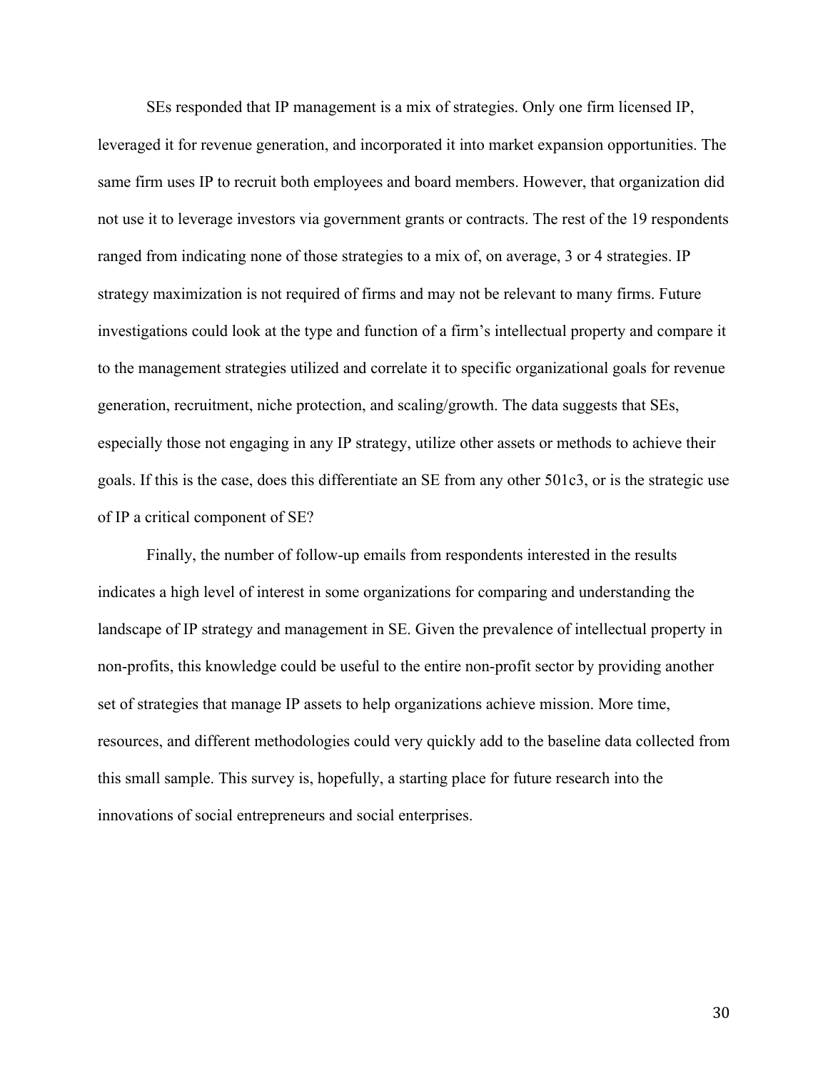SEs responded that IP management is a mix of strategies. Only one firm licensed IP, leveraged it for revenue generation, and incorporated it into market expansion opportunities. The same firm uses IP to recruit both employees and board members. However, that organization did not use it to leverage investors via government grants or contracts. The rest of the 19 respondents ranged from indicating none of those strategies to a mix of, on average, 3 or 4 strategies. IP strategy maximization is not required of firms and may not be relevant to many firms. Future investigations could look at the type and function of a firm's intellectual property and compare it to the management strategies utilized and correlate it to specific organizational goals for revenue generation, recruitment, niche protection, and scaling/growth. The data suggests that SEs, especially those not engaging in any IP strategy, utilize other assets or methods to achieve their goals. If this is the case, does this differentiate an SE from any other 501c3, or is the strategic use of IP a critical component of SE?

Finally, the number of follow-up emails from respondents interested in the results indicates a high level of interest in some organizations for comparing and understanding the landscape of IP strategy and management in SE. Given the prevalence of intellectual property in non-profits, this knowledge could be useful to the entire non-profit sector by providing another set of strategies that manage IP assets to help organizations achieve mission. More time, resources, and different methodologies could very quickly add to the baseline data collected from this small sample. This survey is, hopefully, a starting place for future research into the innovations of social entrepreneurs and social enterprises.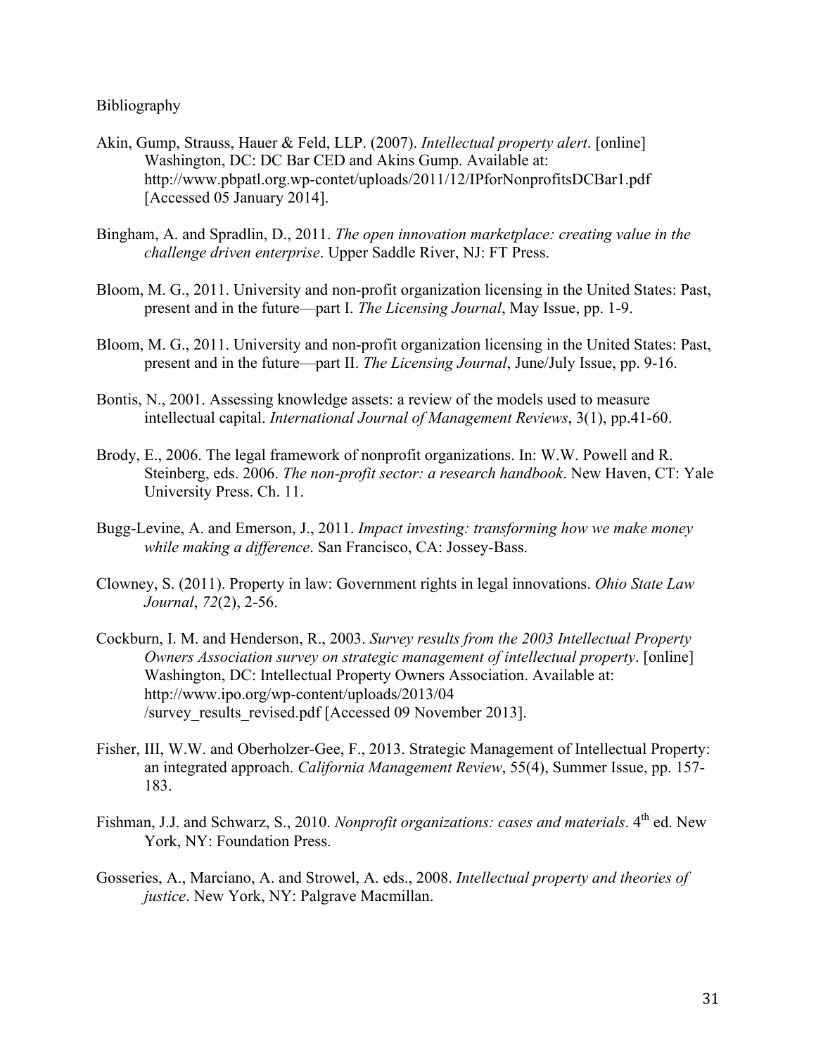Bibliography

Akin, Gump, Strauss, Hauer & Feld, LLP. (2007). *Intellectual property alert*. [online] Washington, DC: DC Bar CED and Akins Gump. Available at: http://www.pbpatl.org.wp-contet/uploads/2011/12/IPforNonprofitsDCBar1.pdf [Accessed 05 January 2014].

Bingham, A. and Spradlin, D., 2011. *The open innovation marketplace: creating value in the challenge driven enterprise*. Upper Saddle River, NJ: FT Press.

Bloom, M. G., 2011. University and non-profit organization licensing in the United States: Past, present and in the future—part I. *The Licensing Journal*, May Issue, pp. 1-9.

Bloom, M. G., 2011. University and non-profit organization licensing in the United States: Past, present and in the future—part II. *The Licensing Journal*, June/July Issue, pp. 9-16.

Bontis, N., 2001. Assessing knowledge assets: a review of the models used to measure intellectual capital. *International Journal of Management Reviews*, 3(1), pp.41-60.

Brody, E., 2006. The legal framework of nonprofit organizations. In: W.W. Powell and R. Steinberg, eds. 2006. *The non-profit sector: a research handbook*. New Haven, CT: Yale University Press. Ch. 11.

Bugg-Levine, A. and Emerson, J., 2011. *Impact investing: transforming how we make money while making a difference*. San Francisco, CA: Jossey-Bass.

Clowney, S. (2011). Property in law: Government rights in legal innovations. *Ohio State Law Journal*, *72*(2), 2-56.

Cockburn, I. M. and Henderson, R., 2003. *Survey results from the 2003 Intellectual Property Owners Association survey on strategic management of intellectual property*. [online] Washington, DC: Intellectual Property Owners Association. Available at: http://www.ipo.org/wp-content/uploads/2013/04/survey_results_revised.pdf [Accessed 09 November 2013].

Fisher, III, W.W. and Oberholzer-Gee, F., 2013. Strategic Management of Intellectual Property: an integrated approach. *California Management Review*, 55(4), Summer Issue, pp. 157-183.

Fishman, J.J. and Schwarz, S., 2010. *Nonprofit organizations: cases and materials*. 4th ed. New York, NY: Foundation Press.

Gosseries, A., Marciano, A. and Strowel, A. eds., 2008. *Intellectual property and theories of justice*. New York, NY: Palgrave Macmillan.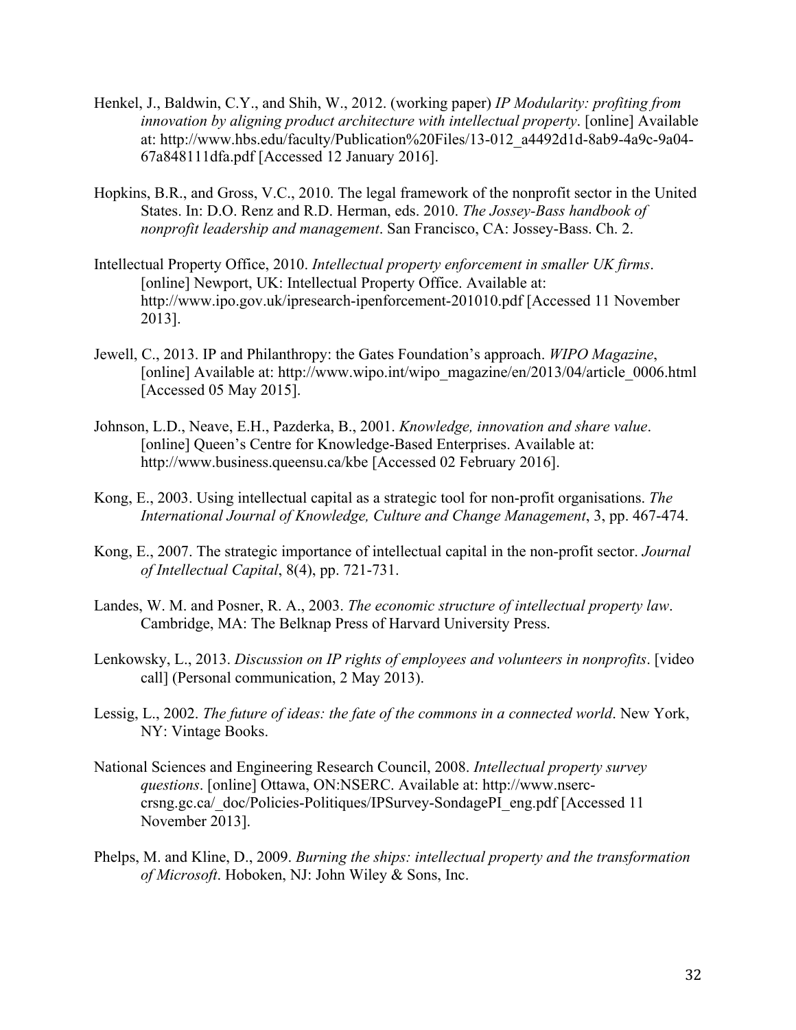Henkel, J., Baldwin, C.Y., and Shih, W., 2012. (working paper) *IP Modularity: profiting from innovation by aligning product architecture with intellectual property*. [online] Available at: http://www.hbs.edu/faculty/Publication%20Files/13-012_a4492d1d-8ab9-4a9c-9a04-67a848111dfa.pdf [Accessed 12 January 2016].

Hopkins, B.R., and Gross, V.C., 2010. The legal framework of the nonprofit sector in the United States. In: D.O. Renz and R.D. Herman, eds. 2010. *The Jossey-Bass handbook of nonprofit leadership and management*. San Francisco, CA: Jossey-Bass. Ch. 2.

Intellectual Property Office, 2010. *Intellectual property enforcement in smaller UK firms*. [online] Newport, UK: Intellectual Property Office. Available at: http://www.ipo.gov.uk/ipresearch-ipenforcement-201010.pdf [Accessed 11 November 2013].

Jewell, C., 2013. IP and Philanthropy: the Gates Foundation's approach. *WIPO Magazine*, [online] Available at: http://www.wipo.int/wipo_magazine/en/2013/04/article_0006.html [Accessed 05 May 2015].

Johnson, L.D., Neave, E.H., Pazderka, B., 2001. *Knowledge, innovation and share value*. [online] Queen's Centre for Knowledge-Based Enterprises. Available at: http://www.business.queensu.ca/kbe [Accessed 02 February 2016].

Kong, E., 2003. Using intellectual capital as a strategic tool for non-profit organisations. *The International Journal of Knowledge, Culture and Change Management*, 3, pp. 467-474.

Kong, E., 2007. The strategic importance of intellectual capital in the non-profit sector. *Journal of Intellectual Capital*, 8(4), pp. 721-731.

Landes, W. M. and Posner, R. A., 2003. *The economic structure of intellectual property law*. Cambridge, MA: The Belknap Press of Harvard University Press.

Lenkowsky, L., 2013. *Discussion on IP rights of employees and volunteers in nonprofits*. [video call] (Personal communication, 2 May 2013).

Lessig, L., 2002. *The future of ideas: the fate of the commons in a connected world*. New York, NY: Vintage Books.

National Sciences and Engineering Research Council, 2008. *Intellectual property survey questions*. [online] Ottawa, ON:NSERC. Available at: http://www.nserc-crsng.gc.ca/_doc/Policies-Politiques/IPSurvey-SondagePI_eng.pdf [Accessed 11 November 2013].

Phelps, M. and Kline, D., 2009. *Burning the ships: intellectual property and the transformation of Microsoft*. Hoboken, NJ: John Wiley & Sons, Inc.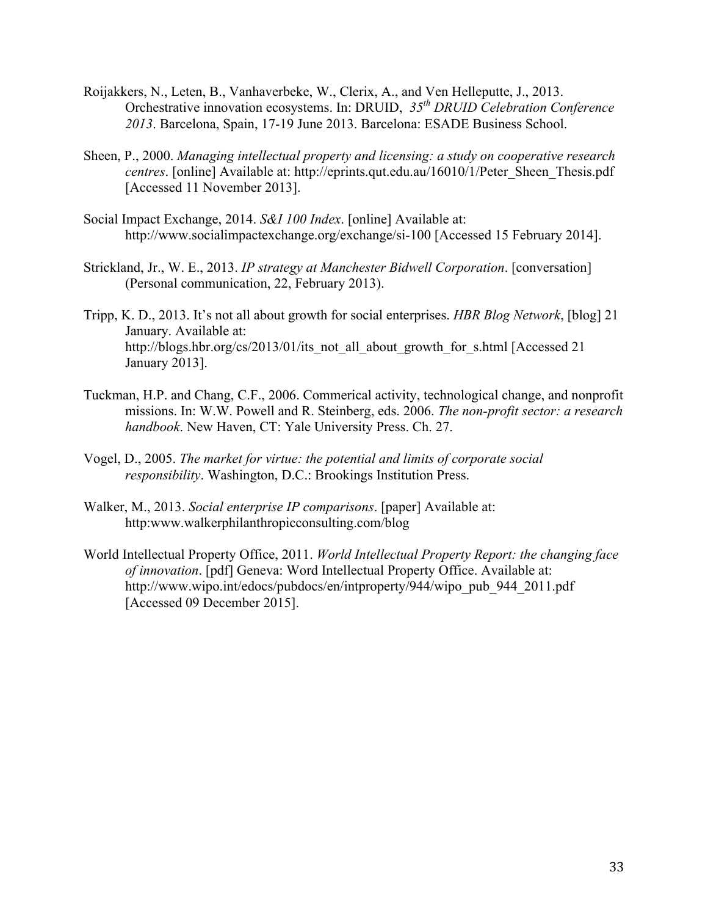Roijakkers, N., Leten, B., Vanhaverbeke, W., Clerix, A., and Ven Helleputte, J., 2013. Orchestrative innovation ecosystems. In: DRUID, *35th DRUID Celebration Conference 2013*. Barcelona, Spain, 17-19 June 2013. Barcelona: ESADE Business School.

Sheen, P., 2000. *Managing intellectual property and licensing: a study on cooperative research centres*. [online] Available at: http://eprints.qut.edu.au/16010/1/Peter_Sheen_Thesis.pdf [Accessed 11 November 2013].

Social Impact Exchange, 2014. *S&I 100 Index*. [online] Available at: http://www.socialimpactexchange.org/exchange/si-100 [Accessed 15 February 2014].

Strickland, Jr., W. E., 2013. *IP strategy at Manchester Bidwell Corporation*. [conversation] (Personal communication, 22, February 2013).

Tripp, K. D., 2013. It's not all about growth for social enterprises. *HBR Blog Network*, [blog] 21 January. Available at: http://blogs.hbr.org/cs/2013/01/its_not_all_about_growth_for_s.html [Accessed 21 January 2013].

Tuckman, H.P. and Chang, C.F., 2006. Commerical activity, technological change, and nonprofit missions. In: W.W. Powell and R. Steinberg, eds. 2006. *The non-profit sector: a research handbook*. New Haven, CT: Yale University Press. Ch. 27.

Vogel, D., 2005. *The market for virtue: the potential and limits of corporate social responsibility*. Washington, D.C.: Brookings Institution Press.

Walker, M., 2013. *Social enterprise IP comparisons*. [paper] Available at: http:www.walkerphilanthropicconsulting.com/blog

World Intellectual Property Office, 2011. *World Intellectual Property Report: the changing face of innovation*. [pdf] Geneva: Word Intellectual Property Office. Available at: http://www.wipo.int/edocs/pubdocs/en/intproperty/944/wipo_pub_944_2011.pdf [Accessed 09 December 2015].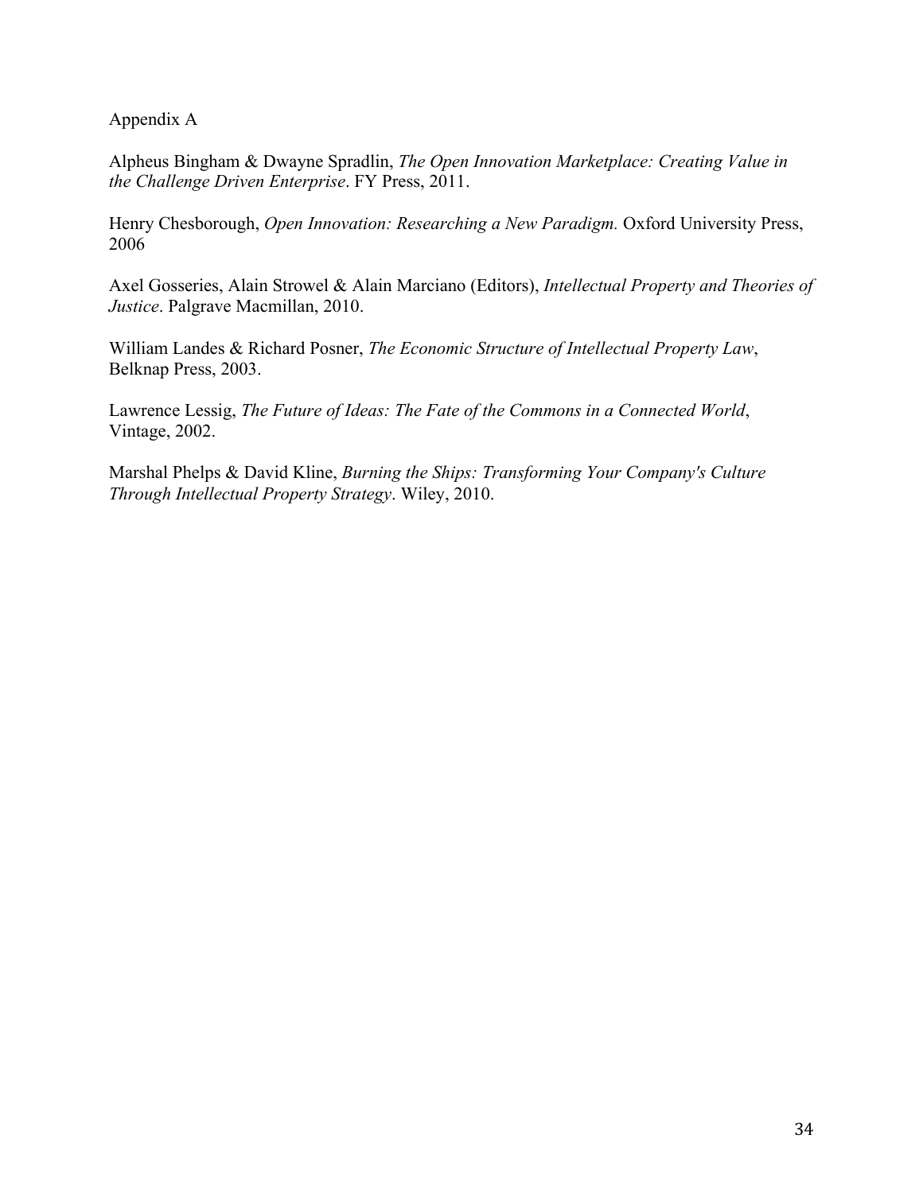Appendix A

Alpheus Bingham & Dwayne Spradlin, *The Open Innovation Marketplace: Creating Value in the Challenge Driven Enterprise*. FY Press, 2011.

Henry Chesborough, *Open Innovation: Researching a New Paradigm.* Oxford University Press, 2006

Axel Gosseries, Alain Strowel & Alain Marciano (Editors), *Intellectual Property and Theories of Justice*. Palgrave Macmillan, 2010.

William Landes & Richard Posner, *The Economic Structure of Intellectual Property Law*, Belknap Press, 2003.

Lawrence Lessig, *The Future of Ideas: The Fate of the Commons in a Connected World*, Vintage, 2002.

Marshal Phelps & David Kline, *Burning the Ships: Transforming Your Company's Culture Through Intellectual Property Strategy*. Wiley, 2010.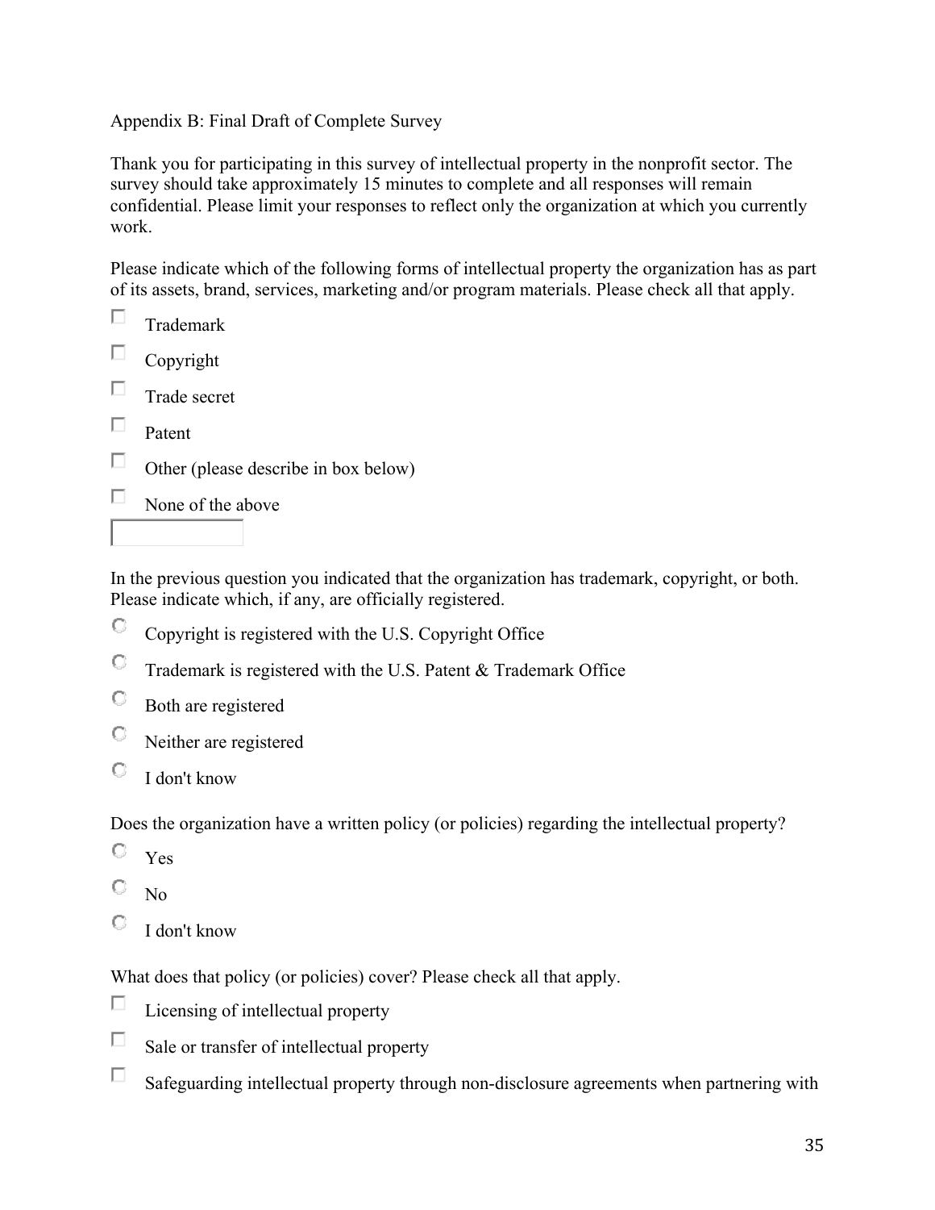Appendix B: Final Draft of Complete Survey

Thank you for participating in this survey of intellectual property in the nonprofit sector. The survey should take approximately 15 minutes to complete and all responses will remain confidential. Please limit your responses to reflect only the organization at which you currently work.

Please indicate which of the following forms of intellectual property the organization has as part of its assets, brand, services, marketing and/or program materials. Please check all that apply.

- ☐ Trademark
- ☐ Copyright
- ☐ Trade secret
- ☐ Patent
- ☐ Other (please describe in box below)
- ☐ None of the above

[ ]

In the previous question you indicated that the organization has trademark, copyright, or both. Please indicate which, if any, are officially registered.

- ○ Copyright is registered with the U.S. Copyright Office
- ○ Trademark is registered with the U.S. Patent & Trademark Office
- ○ Both are registered
- ○ Neither are registered
- ○ I don't know

Does the organization have a written policy (or policies) regarding the intellectual property?

- ○ Yes
- ○ No
- ○ I don't know

What does that policy (or policies) cover? Please check all that apply.

- ☐ Licensing of intellectual property
- ☐ Sale or transfer of intellectual property
- ☐ Safeguarding intellectual property through non-disclosure agreements when partnering with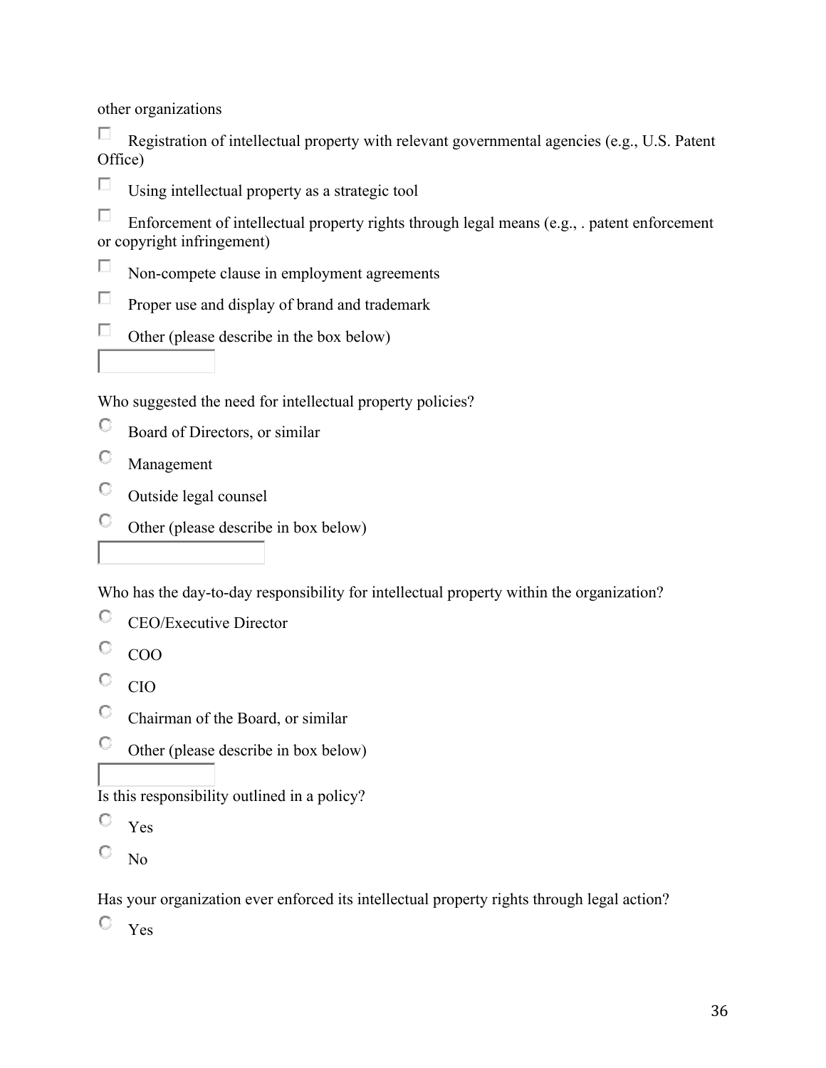other organizations

- ☐ Registration of intellectual property with relevant governmental agencies (e.g., U.S. Patent Office)
- ☐ Using intellectual property as a strategic tool
- ☐ Enforcement of intellectual property rights through legal means (e.g., . patent enforcement or copyright infringement)
- ☐ Non-compete clause in employment agreements
- ☐ Proper use and display of brand and trademark
- ☐ Other (please describe in the box below)

Who suggested the need for intellectual property policies?

- ○ Board of Directors, or similar
- ○ Management
- ○ Outside legal counsel
- ○ Other (please describe in box below)

Who has the day-to-day responsibility for intellectual property within the organization?

- ○ CEO/Executive Director
- ○ COO
- ○ CIO
- ○ Chairman of the Board, or similar
- ○ Other (please describe in box below)

Is this responsibility outlined in a policy?

- ○ Yes
- ○ No

Has your organization ever enforced its intellectual property rights through legal action?

- ○ Yes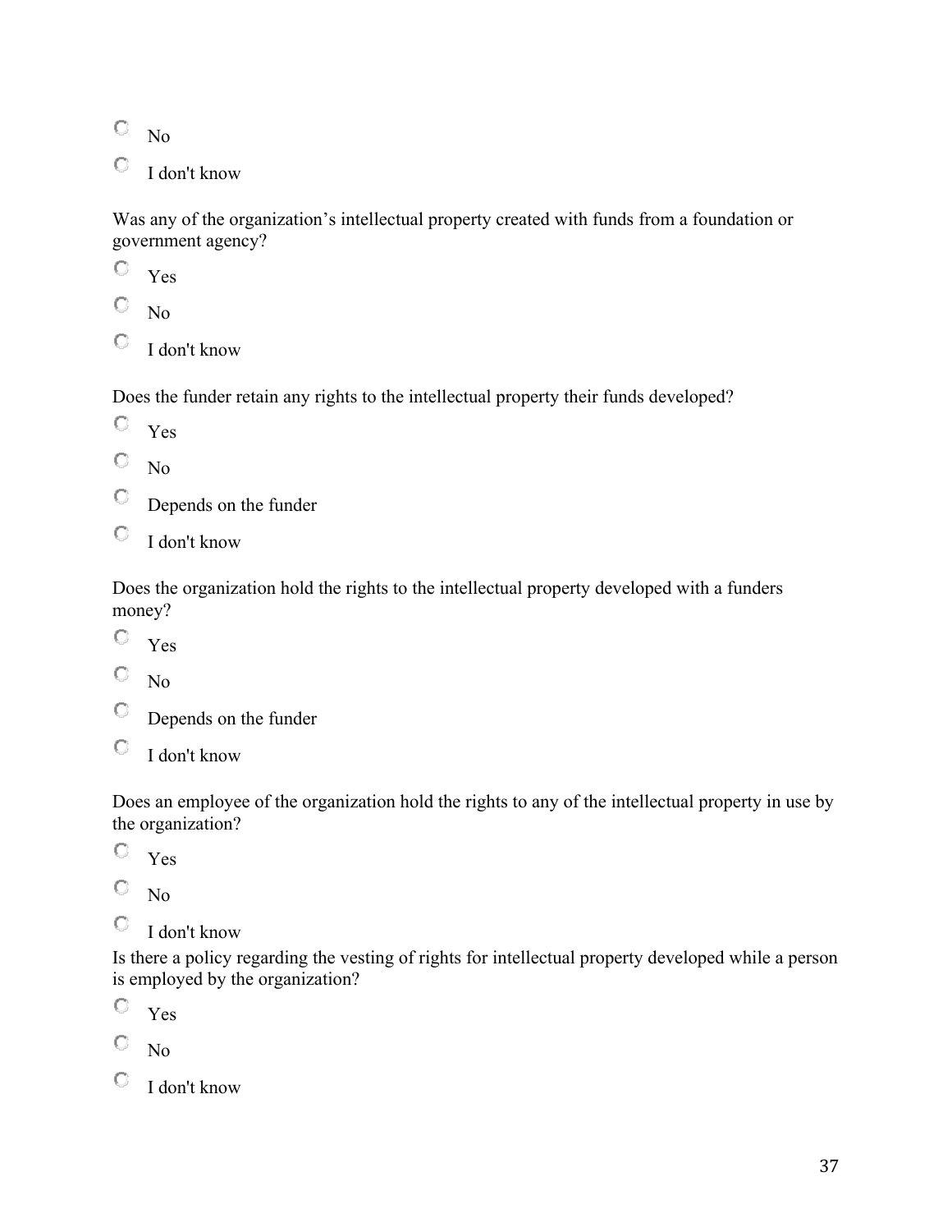- No
- I don't know

Was any of the organization's intellectual property created with funds from a foundation or government agency?

- Yes
- No
- I don't know

Does the funder retain any rights to the intellectual property their funds developed?

- Yes
- No
- Depends on the funder
- I don't know

Does the organization hold the rights to the intellectual property developed with a funders money?

- Yes
- No
- Depends on the funder
- I don't know

Does an employee of the organization hold the rights to any of the intellectual property in use by the organization?

- Yes
- No
- I don't know

Is there a policy regarding the vesting of rights for intellectual property developed while a person is employed by the organization?

- Yes
- No
- I don't know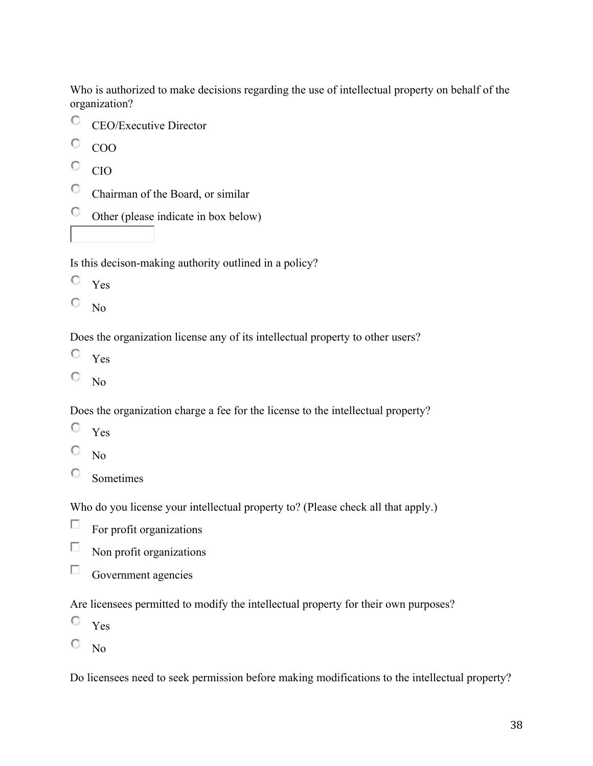Who is authorized to make decisions regarding the use of intellectual property on behalf of the organization?

- ○ CEO/Executive Director
- ○ COO
- ○ CIO
- ○ Chairman of the Board, or similar
- ○ Other (please indicate in box below)

[ ]

Is this decison-making authority outlined in a policy?

- ○ Yes
- ○ No

Does the organization license any of its intellectual property to other users?

- ○ Yes
- ○ No

Does the organization charge a fee for the license to the intellectual property?

- ○ Yes
- ○ No
- ○ Sometimes

Who do you license your intellectual property to? (Please check all that apply.)

- ☐ For profit organizations
- ☐ Non profit organizations
- ☐ Government agencies

Are licensees permitted to modify the intellectual property for their own purposes?

- ○ Yes
- ○ No

Do licensees need to seek permission before making modifications to the intellectual property?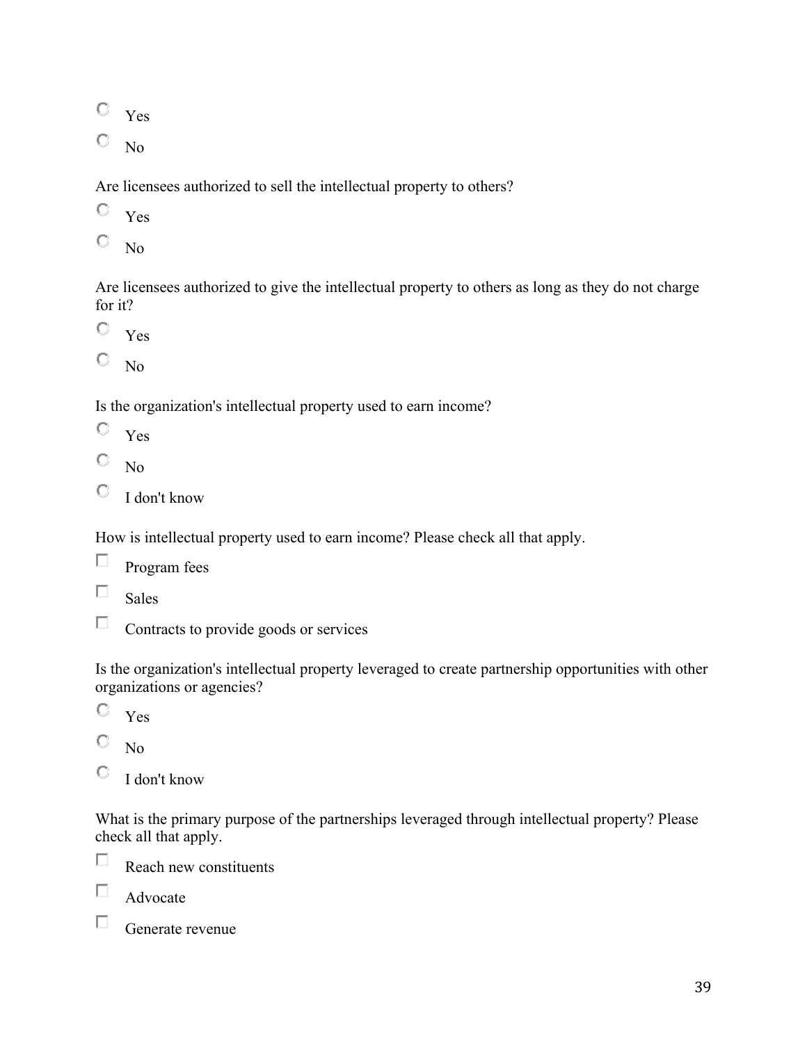- ○ Yes
- ○ No

Are licensees authorized to sell the intellectual property to others?

- ○ Yes
- ○ No

Are licensees authorized to give the intellectual property to others as long as they do not charge for it?

- ○ Yes
- ○ No

Is the organization's intellectual property used to earn income?

- ○ Yes
- ○ No
- ○ I don't know

How is intellectual property used to earn income? Please check all that apply.

- ☐ Program fees
- ☐ Sales
- ☐ Contracts to provide goods or services

Is the organization's intellectual property leveraged to create partnership opportunities with other organizations or agencies?

- ○ Yes
- ○ No
- ○ I don't know

What is the primary purpose of the partnerships leveraged through intellectual property? Please check all that apply.

- ☐ Reach new constituents
- ☐ Advocate
- ☐ Generate revenue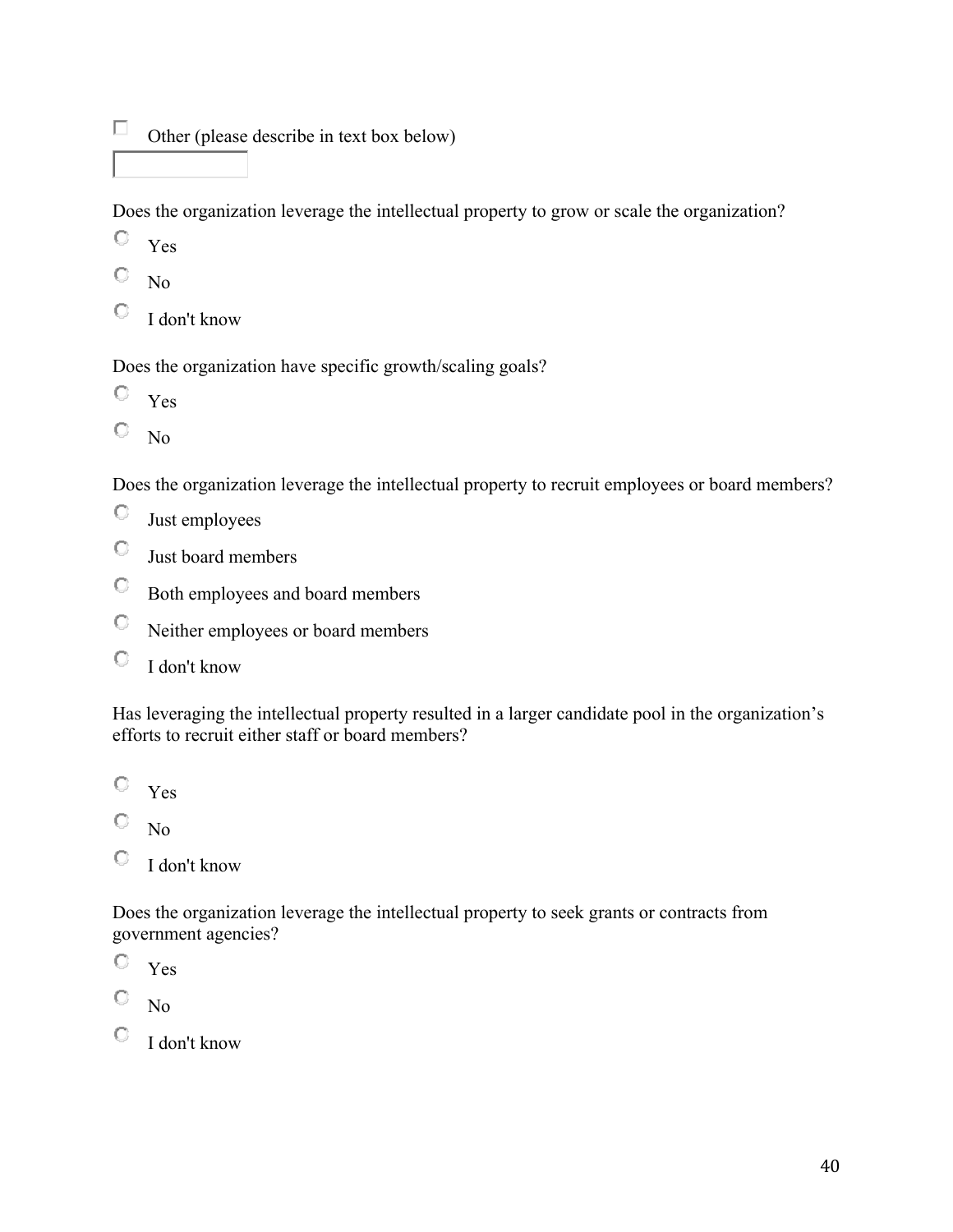- [ ] Other (please describe in text box below)

Does the organization leverage the intellectual property to grow or scale the organization?

- ○ Yes
- ○ No
- ○ I don't know

Does the organization have specific growth/scaling goals?

- ○ Yes
- ○ No

Does the organization leverage the intellectual property to recruit employees or board members?

- ○ Just employees
- ○ Just board members
- ○ Both employees and board members
- ○ Neither employees or board members
- ○ I don't know

Has leveraging the intellectual property resulted in a larger candidate pool in the organization's efforts to recruit either staff or board members?

- ○ Yes
- ○ No
- ○ I don't know

Does the organization leverage the intellectual property to seek grants or contracts from government agencies?

- ○ Yes
- ○ No
- ○ I don't know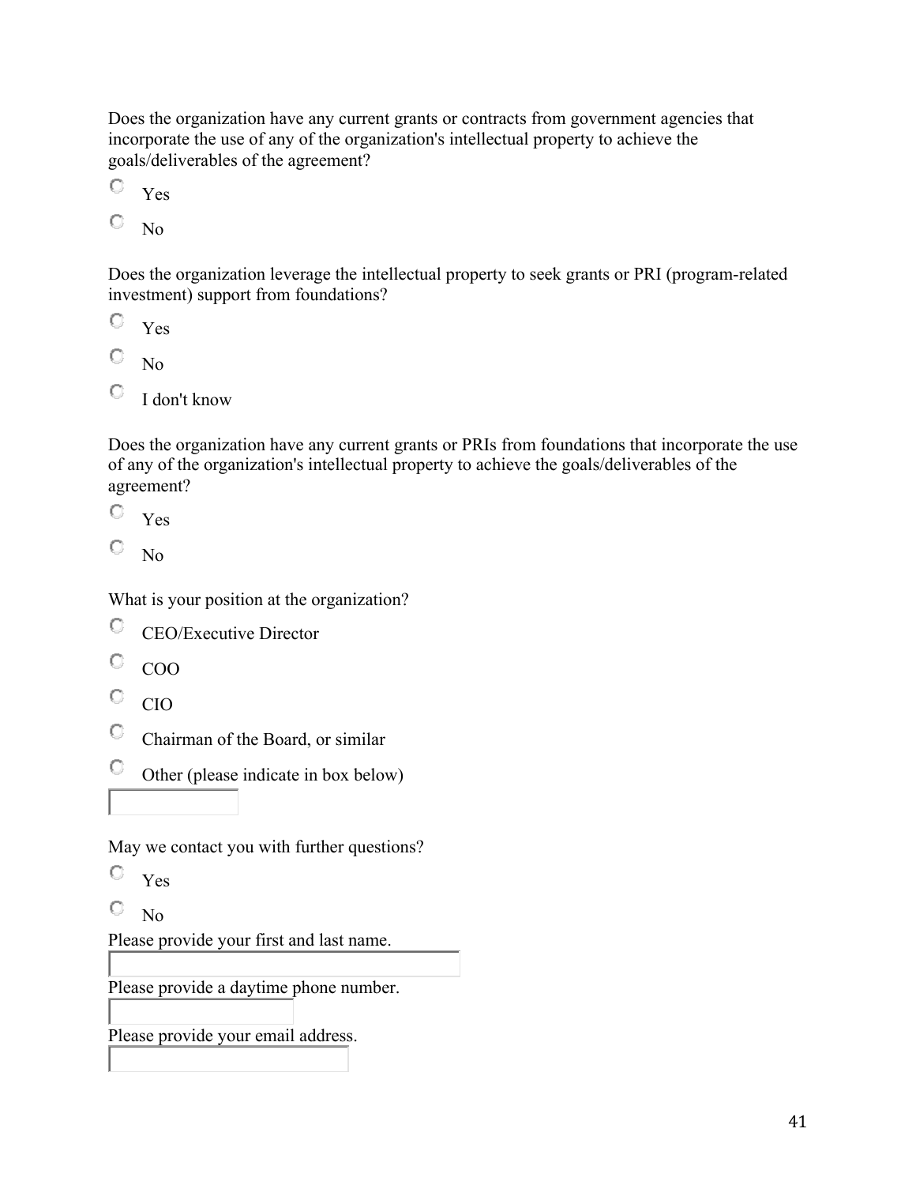Does the organization have any current grants or contracts from government agencies that incorporate the use of any of the organization's intellectual property to achieve the goals/deliverables of the agreement?

- Yes
- No

Does the organization leverage the intellectual property to seek grants or PRI (program-related investment) support from foundations?

- Yes
- No
- I don't know

Does the organization have any current grants or PRIs from foundations that incorporate the use of any of the organization's intellectual property to achieve the goals/deliverables of the agreement?

- Yes
- No

What is your position at the organization?

- CEO/Executive Director
- COO
- CIO
- Chairman of the Board, or similar
- Other (please indicate in box below)

May we contact you with further questions?

- Yes
- No

Please provide your first and last name.

Please provide a daytime phone number.

Please provide your email address.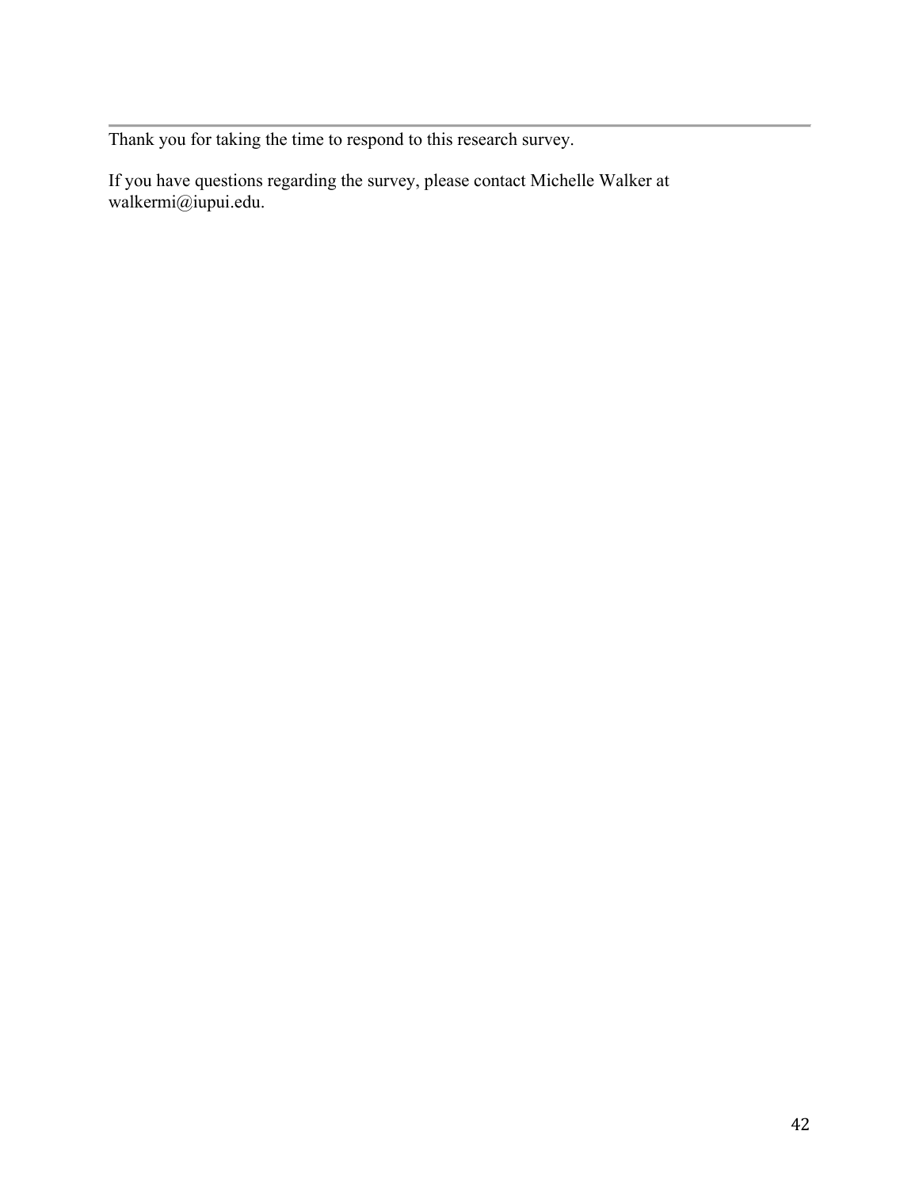---

Thank you for taking the time to respond to this research survey.

If you have questions regarding the survey, please contact Michelle Walker at walkermi@iupui.edu.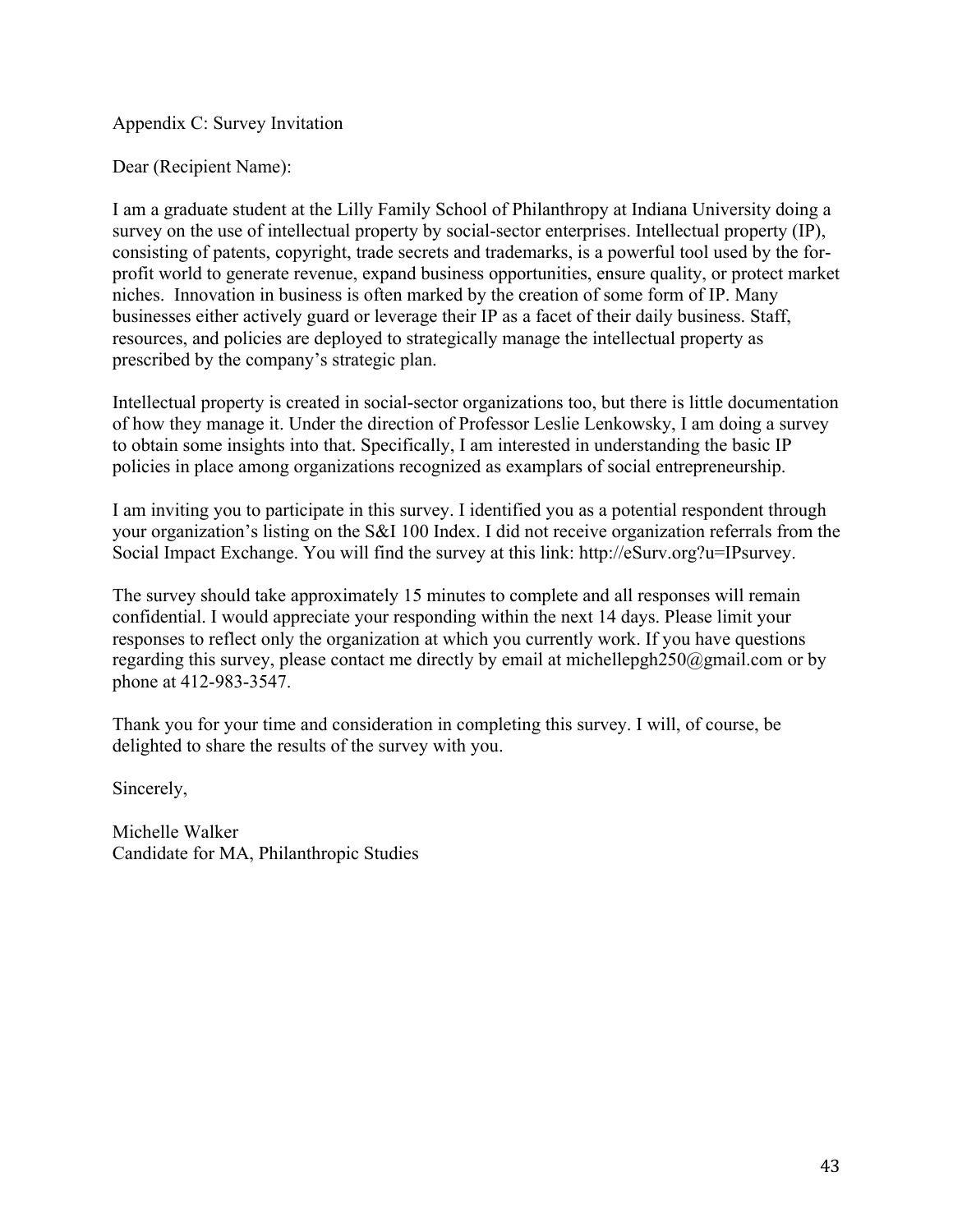Appendix C: Survey Invitation

Dear (Recipient Name):

I am a graduate student at the Lilly Family School of Philanthropy at Indiana University doing a survey on the use of intellectual property by social-sector enterprises. Intellectual property (IP), consisting of patents, copyright, trade secrets and trademarks, is a powerful tool used by the for-profit world to generate revenue, expand business opportunities, ensure quality, or protect market niches. Innovation in business is often marked by the creation of some form of IP. Many businesses either actively guard or leverage their IP as a facet of their daily business. Staff, resources, and policies are deployed to strategically manage the intellectual property as prescribed by the company's strategic plan.

Intellectual property is created in social-sector organizations too, but there is little documentation of how they manage it. Under the direction of Professor Leslie Lenkowsky, I am doing a survey to obtain some insights into that. Specifically, I am interested in understanding the basic IP policies in place among organizations recognized as examplars of social entrepreneurship.

I am inviting you to participate in this survey. I identified you as a potential respondent through your organization's listing on the S&I 100 Index. I did not receive organization referrals from the Social Impact Exchange. You will find the survey at this link: http://eSurv.org?u=IPsurvey.

The survey should take approximately 15 minutes to complete and all responses will remain confidential. I would appreciate your responding within the next 14 days. Please limit your responses to reflect only the organization at which you currently work. If you have questions regarding this survey, please contact me directly by email at michellepgh250@gmail.com or by phone at 412-983-3547.

Thank you for your time and consideration in completing this survey. I will, of course, be delighted to share the results of the survey with you.

Sincerely,

Michelle Walker
Candidate for MA, Philanthropic Studies